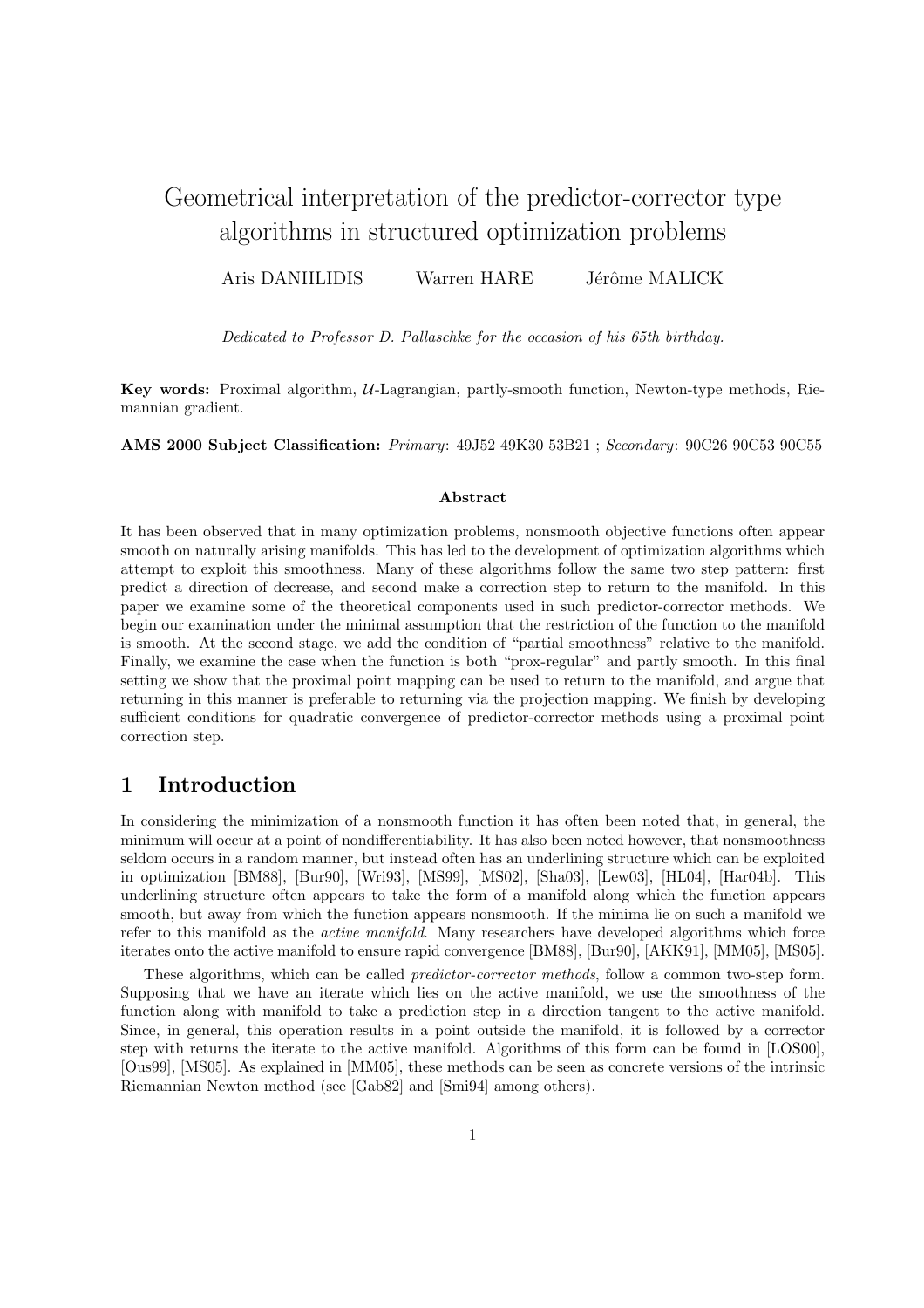# Geometrical interpretation of the predictor-corrector type algorithms in structured optimization problems

Aris DANIILIDIS   Warren HARE   Jérôme MALICK

*Dedicated to Professor D. Pallaschke for the occasion of his 65th birthday.*

**Key words:** Proximal algorithm, $\mathcal{U}$-Lagrangian, partly-smooth function, Newton-type methods, Riemannian gradient.

**AMS 2000 Subject Classification:** *Primary*: 49J52 49K30 53B21 ; *Secondary*: 90C26 90C53 90C55

### Abstract

It has been observed that in many optimization problems, nonsmooth objective functions often appear smooth on naturally arising manifolds. This has led to the development of optimization algorithms which attempt to exploit this smoothness. Many of these algorithms follow the same two step pattern: first predict a direction of decrease, and second make a correction step to return to the manifold. In this paper we examine some of the theoretical components used in such predictor-corrector methods. We begin our examination under the minimal assumption that the restriction of the function to the manifold is smooth. At the second stage, we add the condition of "partial smoothness" relative to the manifold. Finally, we examine the case when the function is both "prox-regular" and partly smooth. In this final setting we show that the proximal point mapping can be used to return to the manifold, and argue that returning in this manner is preferable to returning via the projection mapping. We finish by developing sufficient conditions for quadratic convergence of predictor-corrector methods using a proximal point correction step.

## 1 Introduction

In considering the minimization of a nonsmooth function it has often been noted that, in general, the minimum will occur at a point of nondifferentiability. It has also been noted however, that nonsmoothness seldom occurs in a random manner, but instead often has an underlining structure which can be exploited in optimization [BM88], [Bur90], [Wri93], [MS99], [MS02], [Sha03], [Lew03], [HL04], [Har04b]. This underlining structure often appears to take the form of a manifold along which the function appears smooth, but away from which the function appears nonsmooth. If the minima lie on such a manifold we refer to this manifold as the *active manifold*. Many researchers have developed algorithms which force iterates onto the active manifold to ensure rapid convergence [BM88], [Bur90], [AKK91], [MM05], [MS05].

These algorithms, which can be called *predictor-corrector methods*, follow a common two-step form. Supposing that we have an iterate which lies on the active manifold, we use the smoothness of the function along with manifold to take a prediction step in a direction tangent to the active manifold. Since, in general, this operation results in a point outside the manifold, it is followed by a corrector step with returns the iterate to the active manifold. Algorithms of this form can be found in [LOS00], [Ous99], [MS05]. As explained in [MM05], these methods can be seen as concrete versions of the intrinsic Riemannian Newton method (see [Gab82] and [Smi94] among others).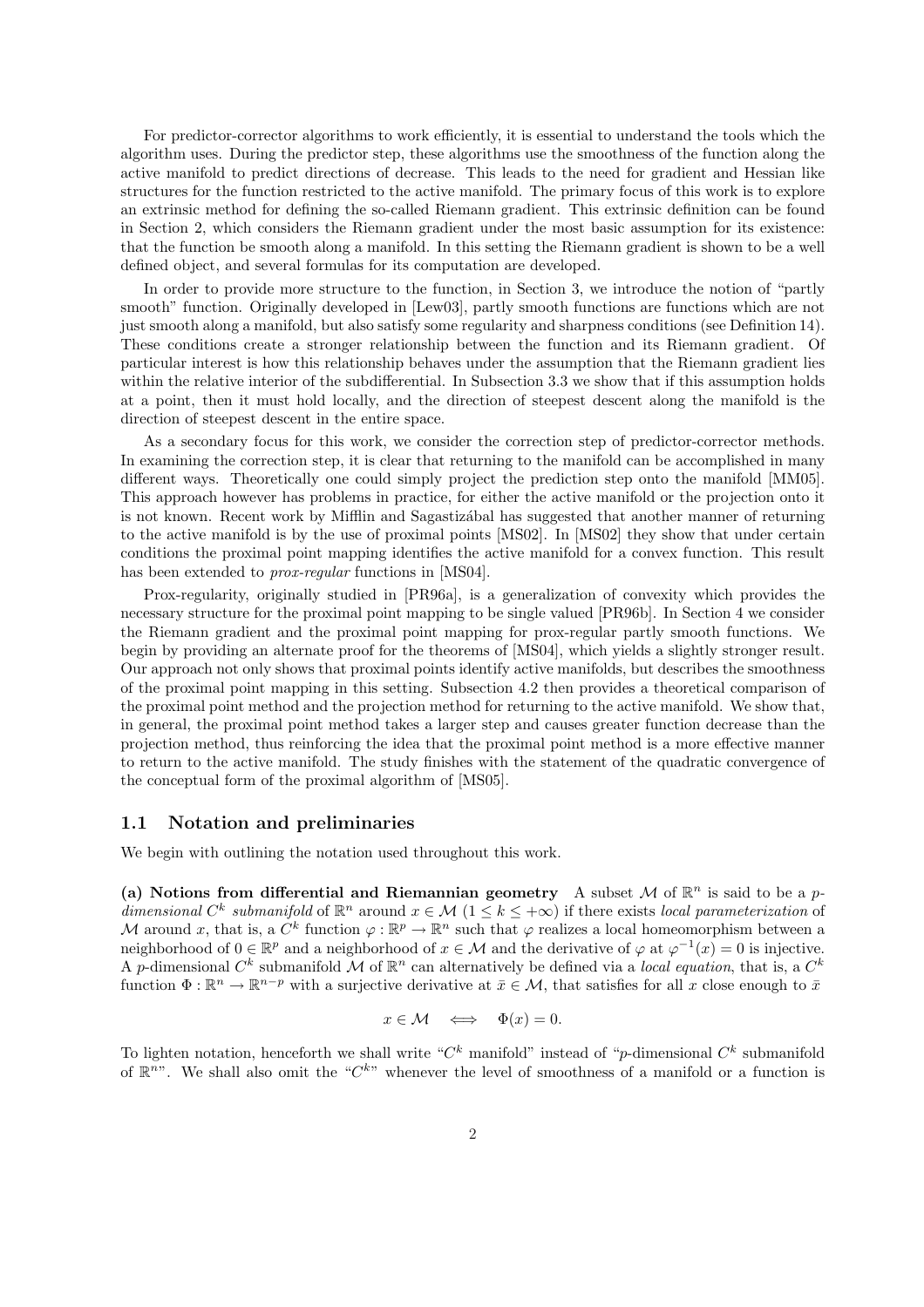For predictor-corrector algorithms to work efficiently, it is essential to understand the tools which the algorithm uses. During the predictor step, these algorithms use the smoothness of the function along the active manifold to predict directions of decrease. This leads to the need for gradient and Hessian like structures for the function restricted to the active manifold. The primary focus of this work is to explore an extrinsic method for defining the so-called Riemann gradient. This extrinsic definition can be found in Section 2, which considers the Riemann gradient under the most basic assumption for its existence: that the function be smooth along a manifold. In this setting the Riemann gradient is shown to be a well defined object, and several formulas for its computation are developed.

In order to provide more structure to the function, in Section 3, we introduce the notion of "partly smooth" function. Originally developed in [Lew03], partly smooth functions are functions which are not just smooth along a manifold, but also satisfy some regularity and sharpness conditions (see Definition 14). These conditions create a stronger relationship between the function and its Riemann gradient. Of particular interest is how this relationship behaves under the assumption that the Riemann gradient lies within the relative interior of the subdifferential. In Subsection 3.3 we show that if this assumption holds at a point, then it must hold locally, and the direction of steepest descent along the manifold is the direction of steepest descent in the entire space.

As a secondary focus for this work, we consider the correction step of predictor-corrector methods. In examining the correction step, it is clear that returning to the manifold can be accomplished in many different ways. Theoretically one could simply project the prediction step onto the manifold [MM05]. This approach however has problems in practice, for either the active manifold or the projection onto it is not known. Recent work by Mifflin and Sagastizábal has suggested that another manner of returning to the active manifold is by the use of proximal points [MS02]. In [MS02] they show that under certain conditions the proximal point mapping identifies the active manifold for a convex function. This result has been extended to *prox-regular* functions in [MS04].

Prox-regularity, originally studied in [PR96a], is a generalization of convexity which provides the necessary structure for the proximal point mapping to be single valued [PR96b]. In Section 4 we consider the Riemann gradient and the proximal point mapping for prox-regular partly smooth functions. We begin by providing an alternate proof for the theorems of [MS04], which yields a slightly stronger result. Our approach not only shows that proximal points identify active manifolds, but describes the smoothness of the proximal point mapping in this setting. Subsection 4.2 then provides a theoretical comparison of the proximal point method and the projection method for returning to the active manifold. We show that, in general, the proximal point method takes a larger step and causes greater function decrease than the projection method, thus reinforcing the idea that the proximal point method is a more effective manner to return to the active manifold. The study finishes with the statement of the quadratic convergence of the conceptual form of the proximal algorithm of [MS05].

## 1.1 Notation and preliminaries

We begin with outlining the notation used throughout this work.

**(a) Notions from differential and Riemannian geometry** A subset $\mathcal{M}$ of $\mathbb{R}^n$ is said to be a *$p$-dimensional $C^k$ submanifold* of $\mathbb{R}^n$ around $x \in \mathcal{M}$ ($1 \leq k \leq +\infty$) if there exists *local parameterization* of $\mathcal{M}$ around $x$, that is, a $C^k$ function $\varphi : \mathbb{R}^p \to \mathbb{R}^n$ such that $\varphi$ realizes a local homeomorphism between a neighborhood of $0 \in \mathbb{R}^p$ and a neighborhood of $x \in \mathcal{M}$ and the derivative of $\varphi$ at $\varphi^{-1}(x) = 0$ is injective. A $p$-dimensional $C^k$ submanifold $\mathcal{M}$ of $\mathbb{R}^n$ can alternatively be defined via a *local equation*, that is, a $C^k$ function $\Phi : \mathbb{R}^n \to \mathbb{R}^{n-p}$ with a surjective derivative at $\bar{x} \in \mathcal{M}$, that satisfies for all $x$ close enough to $\bar{x}$

$$x \in \mathcal{M} \iff \Phi(x) = 0.$$

To lighten notation, henceforth we shall write "$C^k$ manifold" instead of "$p$-dimensional $C^k$ submanifold of $\mathbb{R}^n$". We shall also omit the "$C^k$" whenever the level of smoothness of a manifold or a function is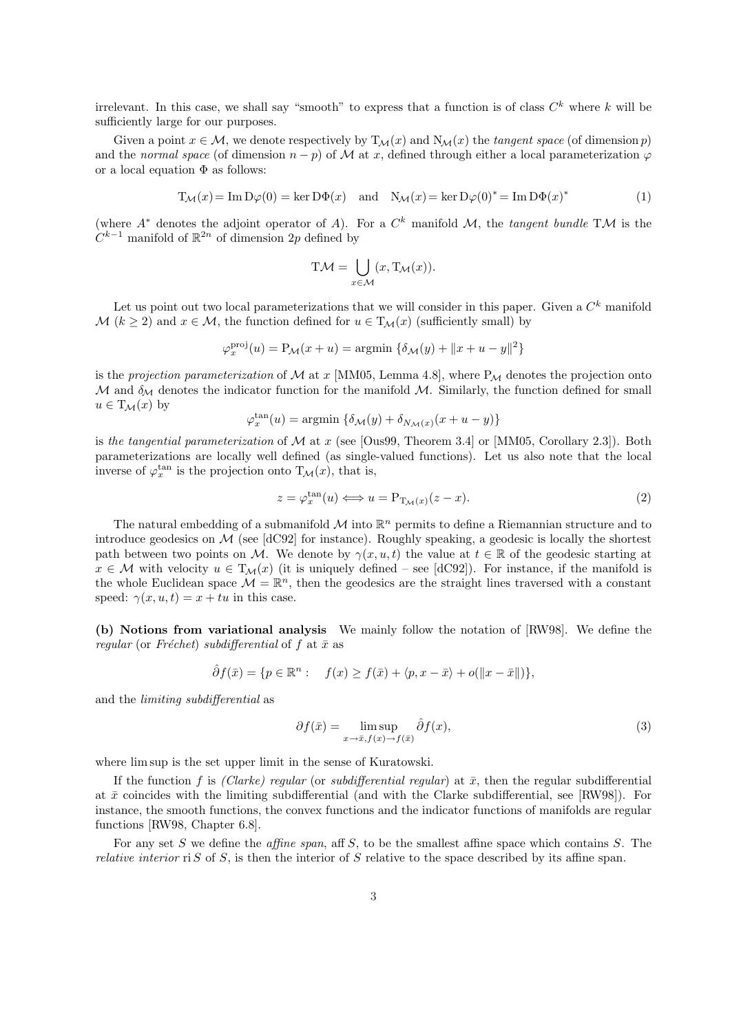irrelevant. In this case, we shall say "smooth" to express that a function is of class $C^k$ where $k$ will be sufficiently large for our purposes.

Given a point $x \in \mathcal{M}$, we denote respectively by $\mathrm{T}_{\mathcal{M}}(x)$ and $\mathrm{N}_{\mathcal{M}}(x)$ the *tangent space* (of dimension $p$) and the *normal space* (of dimension $n-p$) of $\mathcal{M}$ at $x$, defined through either a local parameterization $\varphi$ or a local equation $\Phi$ as follows:

$$\mathrm{T}_{\mathcal{M}}(x) = \operatorname{Im} \mathrm{D}\varphi(0) = \ker \mathrm{D}\Phi(x) \quad \text{and} \quad \mathrm{N}_{\mathcal{M}}(x) = \ker \mathrm{D}\varphi(0)^* = \operatorname{Im} \mathrm{D}\Phi(x)^* \tag{1}$$

(where $A^*$ denotes the adjoint operator of $A$). For a $C^k$ manifold $\mathcal{M}$, the *tangent bundle* $\mathrm{T}\mathcal{M}$ is the $C^{k-1}$ manifold of $\mathbb{R}^{2n}$ of dimension $2p$ defined by

$$\mathrm{T}\mathcal{M} = \bigcup_{x \in \mathcal{M}} (x, \mathrm{T}_{\mathcal{M}}(x)).$$

Let us point out two local parameterizations that we will consider in this paper. Given a $C^k$ manifold $\mathcal{M}$ ($k \geq 2$) and $x \in \mathcal{M}$, the function defined for $u \in \mathrm{T}_{\mathcal{M}}(x)$ (sufficiently small) by

$$\varphi_x^{\mathrm{proj}}(u) = \mathrm{P}_{\mathcal{M}}(x+u) = \operatorname{argmin} \{\delta_{\mathcal{M}}(y) + \|x + u - y\|^2\}$$

is the *projection parameterization* of $\mathcal{M}$ at $x$ [MM05, Lemma 4.8], where $\mathrm{P}_{\mathcal{M}}$ denotes the projection onto $\mathcal{M}$ and $\delta_{\mathcal{M}}$ denotes the indicator function for the manifold $\mathcal{M}$. Similarly, the function defined for small $u \in \mathrm{T}_{\mathcal{M}}(x)$ by

$$\varphi_x^{\tan}(u) = \operatorname{argmin} \{\delta_{\mathcal{M}}(y) + \delta_{N_{\mathcal{M}}(x)}(x + u - y)\}$$

is *the tangential parameterization* of $\mathcal{M}$ at $x$ (see [Ous99, Theorem 3.4] or [MM05, Corollary 2.3]). Both parameterizations are locally well defined (as single-valued functions). Let us also note that the local inverse of $\varphi_x^{\tan}$ is the projection onto $\mathrm{T}_{\mathcal{M}}(x)$, that is,

$$z = \varphi_x^{\tan}(u) \Longleftrightarrow u = \mathrm{P}_{\mathrm{T}_{\mathcal{M}}(x)}(z - x). \tag{2}$$

The natural embedding of a submanifold $\mathcal{M}$ into $\mathbb{R}^n$ permits to define a Riemannian structure and to introduce geodesics on $\mathcal{M}$ (see [dC92] for instance). Roughly speaking, a geodesic is locally the shortest path between two points on $\mathcal{M}$. We denote by $\gamma(x,u,t)$ the value at $t \in \mathbb{R}$ of the geodesic starting at $x \in \mathcal{M}$ with velocity $u \in \mathrm{T}_{\mathcal{M}}(x)$ (it is uniquely defined – see [dC92]). For instance, if the manifold is the whole Euclidean space $\mathcal{M} = \mathbb{R}^n$, then the geodesics are the straight lines traversed with a constant speed: $\gamma(x,u,t) = x + tu$ in this case.

**(b) Notions from variational analysis** We mainly follow the notation of [RW98]. We define the *regular* (or *Fréchet*) *subdifferential* of $f$ at $\bar{x}$ as

$$\hat{\partial} f(\bar{x}) = \{p \in \mathbb{R}^n : \quad f(x) \geq f(\bar{x}) + \langle p, x - \bar{x} \rangle + o(\|x - \bar{x}\|)\},$$

and the *limiting subdifferential* as

$$\partial f(\bar{x}) = \limsup_{x \to \bar{x}, f(x) \to f(\bar{x})} \hat{\partial} f(x), \tag{3}$$

where lim sup is the set upper limit in the sense of Kuratowski.

If the function $f$ is *(Clarke) regular* (or *subdifferential regular*) at $\bar{x}$, then the regular subdifferential at $\bar{x}$ coincides with the limiting subdifferential (and with the Clarke subdifferential, see [RW98]). For instance, the smooth functions, the convex functions and the indicator functions of manifolds are regular functions [RW98, Chapter 6.8].

For any set $S$ we define the *affine span*, $\operatorname{aff} S$, to be the smallest affine space which contains $S$. The *relative interior* $\operatorname{ri} S$ of $S$, is then the interior of $S$ relative to the space described by its affine span.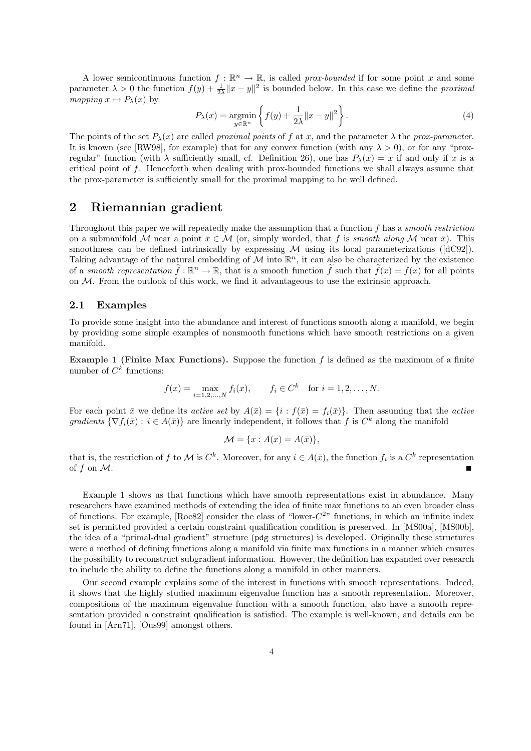A lower semicontinuous function $f : \mathbb{R}^n \to \mathbb{R}$, is called *prox-bounded* if for some point $x$ and some parameter $\lambda > 0$ the function $f(y) + \frac{1}{2\lambda}\|x - y\|^2$ is bounded below. In this case we define the *proximal mapping* $x \mapsto P_\lambda(x)$ by

$$P_\lambda(x) = \operatorname*{argmin}_{y \in \mathbb{R}^n} \left\{ f(y) + \frac{1}{2\lambda}\|x - y\|^2 \right\}. \tag{4}$$

The points of the set $P_\lambda(x)$ are called *proximal points* of $f$ at $x$, and the parameter $\lambda$ the *prox-parameter*. It is known (see [RW98], for example) that for any convex function (with any $\lambda > 0$), or for any "prox-regular" function (with $\lambda$ sufficiently small, cf. Definition 26), one has $P_\lambda(x) = x$ if and only if $x$ is a critical point of $f$. Henceforth when dealing with prox-bounded functions we shall always assume that the prox-parameter is sufficiently small for the proximal mapping to be well defined.

## 2 Riemannian gradient

Throughout this paper we will repeatedly make the assumption that a function $f$ has a *smooth restriction* on a submanifold $\mathcal{M}$ near a point $\bar{x} \in \mathcal{M}$ (or, simply worded, that $f$ is *smooth along* $\mathcal{M}$ near $\bar{x}$). This smoothness can be defined intrinsically by expressing $\mathcal{M}$ using its local parameterizations ([dC92]). Taking advantage of the natural embedding of $\mathcal{M}$ into $\mathbb{R}^n$, it can also be characterized by the existence of a *smooth representation* $\widetilde{f} : \mathbb{R}^n \to \mathbb{R}$, that is a smooth function $\widetilde{f}$ such that $\widetilde{f}(x) = f(x)$ for all points on $\mathcal{M}$. From the outlook of this work, we find it advantageous to use the extrinsic approach.

### 2.1 Examples

To provide some insight into the abundance and interest of functions smooth along a manifold, we begin by providing some simple examples of nonsmooth functions which have smooth restrictions on a given manifold.

**Example 1 (Finite Max Functions).** Suppose the function $f$ is defined as the maximum of a finite number of $C^k$ functions:

$$f(x) = \max_{i=1,2,\dots,N} f_i(x), \qquad f_i \in C^k \quad \text{for } i = 1, 2, \dots, N.$$

For each point $\bar{x}$ we define its *active set* by $A(\bar{x}) = \{i : f(\bar{x}) = f_i(\bar{x})\}$. Then assuming that the *active gradients* $\{\nabla f_i(\bar{x}) : i \in A(\bar{x})\}$ are linearly independent, it follows that $f$ is $C^k$ along the manifold

$$\mathcal{M} = \{x : A(x) = A(\bar{x})\},$$

that is, the restriction of $f$ to $\mathcal{M}$ is $C^k$. Moreover, for any $i \in A(\bar{x})$, the function $f_i$ is a $C^k$ representation of $f$ on $\mathcal{M}$. ∎

Example 1 shows us that functions which have smooth representations exist in abundance. Many researchers have examined methods of extending the idea of finite max functions to an even broader class of functions. For example, [Roc82] consider the class of "lower-$C^2$" functions, in which an infinite index set is permitted provided a certain constraint qualification condition is preserved. In [MS00a], [MS00b], the idea of a "primal-dual gradient" structure (pdg structures) is developed. Originally these structures were a method of defining functions along a manifold via finite max functions in a manner which ensures the possibility to reconstruct subgradient information. However, the definition has expanded over research to include the ability to define the functions along a manifold in other manners.

Our second example explains some of the interest in functions with smooth representations. Indeed, it shows that the highly studied maximum eigenvalue function has a smooth representation. Moreover, compositions of the maximum eigenvalue function with a smooth function, also have a smooth representation provided a constraint qualification is satisfied. The example is well-known, and details can be found in [Arn71], [Ous99] amongst others.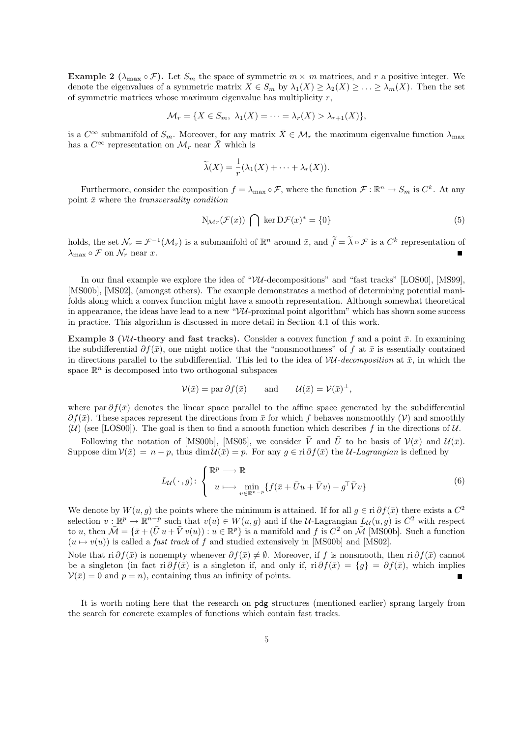**Example 2 ($\lambda_{\max} \circ \mathcal{F}$).** Let $S_m$ the space of symmetric $m \times m$ matrices, and $r$ a positive integer. We denote the eigenvalues of a symmetric matrix $X \in S_m$ by $\lambda_1(X) \geq \lambda_2(X) \geq \ldots \geq \lambda_m(X)$. Then the set of symmetric matrices whose maximum eigenvalue has multiplicity $r$,

$$\mathcal{M}_r = \{X \in S_m,\ \lambda_1(X) = \cdots = \lambda_r(X) > \lambda_{r+1}(X)\},$$

is a $C^\infty$ submanifold of $S_m$. Moreover, for any matrix $\bar{X} \in \mathcal{M}_r$ the maximum eigenvalue function $\lambda_{\max}$ has a $C^\infty$ representation on $\mathcal{M}_r$ near $\bar{X}$ which is

$$\widetilde{\lambda}(X) = \frac{1}{r}(\lambda_1(X) + \cdots + \lambda_r(X)).$$

Furthermore, consider the composition $f = \lambda_{\max} \circ \mathcal{F}$, where the function $\mathcal{F} : \mathbb{R}^n \to S_m$ is $C^k$. At any point $\bar{x}$ where the *transversality condition*

$$\mathrm{N}_{\mathcal{M}r}(\mathcal{F}(x)) \bigcap \ker \mathrm{D}\mathcal{F}(x)^* = \{0\} \tag{5}$$

holds, the set $\mathcal{N}_r = \mathcal{F}^{-1}(\mathcal{M}_r)$ is a submanifold of $\mathbb{R}^n$ around $\bar{x}$, and $\widetilde{f} = \widetilde{\lambda} \circ \mathcal{F}$ is a $C^k$ representation of $\lambda_{\max} \circ \mathcal{F}$ on $\mathcal{N}_r$ near $x$. ∎

In our final example we explore the idea of "$\mathcal{VU}$-decompositions" and "fast tracks" [LOS00], [MS99], [MS00b], [MS02], (amongst others). The example demonstrates a method of determining potential manifolds along which a convex function might have a smooth representation. Although somewhat theoretical in appearance, the ideas have lead to a new "$\mathcal{VU}$-proximal point algorithm" which has shown some success in practice. This algorithm is discussed in more detail in Section 4.1 of this work.

**Example 3 ($\mathcal{VU}$-theory and fast tracks).** Consider a convex function $f$ and a point $\bar{x}$. In examining the subdifferential $\partial f(\bar{x})$, one might notice that the "nonsmoothness" of $f$ at $\bar{x}$ is essentially contained in directions parallel to the subdifferential. This led to the idea of *$\mathcal{VU}$-decomposition* at $\bar{x}$, in which the space $\mathbb{R}^n$ is decomposed into two orthogonal subspaces

$$\mathcal{V}(\bar{x}) = \operatorname{par} \partial f(\bar{x}) \qquad \text{and} \qquad \mathcal{U}(\bar{x}) = \mathcal{V}(\bar{x})^\perp,$$

where $\operatorname{par} \partial f(\bar{x})$ denotes the linear space parallel to the affine space generated by the subdifferential $\partial f(\bar{x})$. These spaces represent the directions from $\bar{x}$ for which $f$ behaves nonsmoothly ($\mathcal{V}$) and smoothly ($\mathcal{U}$) (see [LOS00]). The goal is then to find a smooth function which describes $f$ in the directions of $\mathcal{U}$.

Following the notation of [MS00b], [MS05], we consider $\bar{V}$ and $\bar{U}$ to be basis of $\mathcal{V}(\bar{x})$ and $\mathcal{U}(\bar{x})$. Suppose $\dim \mathcal{V}(\bar{x}) = n - p$, thus $\dim \mathcal{U}(\bar{x}) = p$. For any $g \in \operatorname{ri} \partial f(\bar{x})$ the *$\mathcal{U}$-Lagrangian* is defined by

$$L_{\mathcal{U}}(\,\cdot\,, g) \colon \begin{cases} \mathbb{R}^p \longrightarrow \mathbb{R} \\ \quad u \longmapsto \displaystyle\min_{v \in \mathbb{R}^{n-p}} \{f(\bar{x} + \bar{U}u + \bar{V}v) - g^\top \bar{V}v\} \end{cases} \tag{6}$$

We denote by $W(u, g)$ the points where the minimum is attained. If for all $g \in \operatorname{ri} \partial f(\bar{x})$ there exists a $C^2$ selection $v : \mathbb{R}^p \to \mathbb{R}^{n-p}$ such that $v(u) \in W(u, g)$ and if the $\mathcal{U}$-Lagrangian $L_{\mathcal{U}}(u, g)$ is $C^2$ with respect to $u$, then $\bar{\mathcal{M}} = \{\bar{x} + (\bar{U}\,u + \bar{V}\,v(u)) : u \in \mathbb{R}^p\}$ is a manifold and $f$ is $C^2$ on $\bar{\mathcal{M}}$ [MS00b]. Such a function $(u \mapsto v(u))$ is called a *fast track* of $f$ and studied extensively in [MS00b] and [MS02].

Note that $\operatorname{ri} \partial f(\bar{x})$ is nonempty whenever $\partial f(\bar{x}) \neq \emptyset$. Moreover, if $f$ is nonsmooth, then $\operatorname{ri} \partial f(\bar{x})$ cannot be a singleton (in fact $\operatorname{ri} \partial f(\bar{x})$ is a singleton if, and only if, $\operatorname{ri} \partial f(\bar{x}) = \{g\} = \partial f(\bar{x})$, which implies $\mathcal{V}(\bar{x}) = 0$ and $p = n$), containing thus an infinity of points. ∎

It is worth noting here that the research on `pdg` structures (mentioned earlier) sprang largely from the search for concrete examples of functions which contain fast tracks.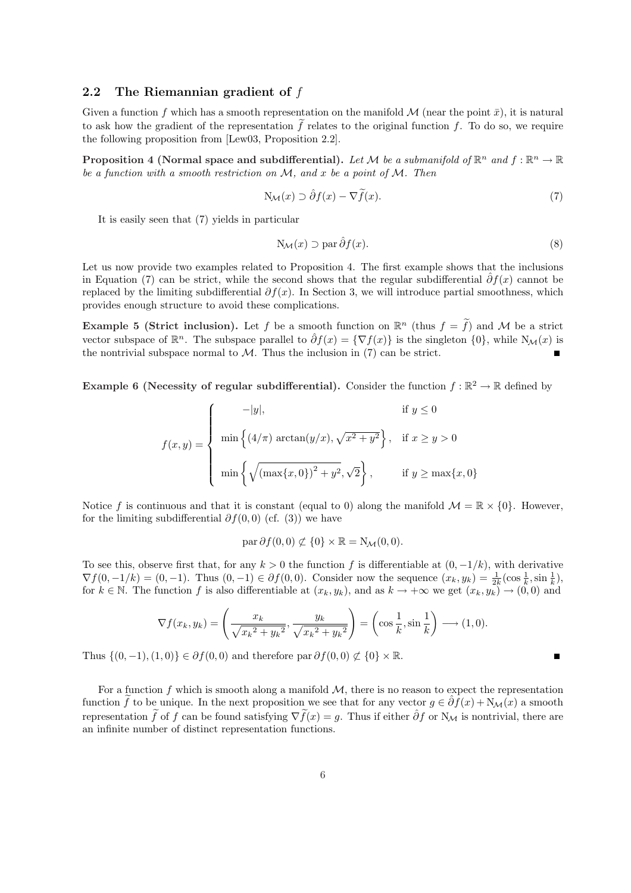### 2.2 The Riemannian gradient of $f$

Given a function $f$ which has a smooth representation on the manifold $\mathcal{M}$ (near the point $\bar{x}$), it is natural to ask how the gradient of the representation $\widetilde{f}$ relates to the original function $f$. To do so, we require the following proposition from [Lew03, Proposition 2.2].

**Proposition 4 (Normal space and subdifferential).** *Let $\mathcal{M}$ be a submanifold of $\mathbb{R}^n$ and $f : \mathbb{R}^n \to \mathbb{R}$ be a function with a smooth restriction on $\mathcal{M}$, and $x$ be a point of $\mathcal{M}$. Then*

$$\mathrm{N}_{\mathcal{M}}(x) \supset \hat{\partial} f(x) - \nabla \widetilde{f}(x). \tag{7}$$

It is easily seen that (7) yields in particular

$$\mathrm{N}_{\mathcal{M}}(x) \supset \mathrm{par}\, \hat{\partial} f(x). \tag{8}$$

Let us now provide two examples related to Proposition 4. The first example shows that the inclusions in Equation (7) can be strict, while the second shows that the regular subdifferential $\hat{\partial} f(x)$ cannot be replaced by the limiting subdifferential $\partial f(x)$. In Section 3, we will introduce partial smoothness, which provides enough structure to avoid these complications.

**Example 5 (Strict inclusion).** Let $f$ be a smooth function on $\mathbb{R}^n$ (thus $f = \widetilde{f}$) and $\mathcal{M}$ be a strict vector subspace of $\mathbb{R}^n$. The subspace parallel to $\hat{\partial} f(x) = \{\nabla f(x)\}$ is the singleton $\{0\}$, while $\mathrm{N}_{\mathcal{M}}(x)$ is the nontrivial subspace normal to $\mathcal{M}$. Thus the inclusion in (7) can be strict. ∎

**Example 6 (Necessity of regular subdifferential).** Consider the function $f : \mathbb{R}^2 \to \mathbb{R}$ defined by

$$f(x,y) = \begin{cases} -|y|, & \text{if } y \leq 0 \\[2mm] \min\left\{ (4/\pi)\arctan(y/x), \sqrt{x^2+y^2} \right\}, & \text{if } x \geq y > 0 \\[2mm] \min\left\{ \sqrt{\left(\max\{x,0\}\right)^2 + y^2}, \sqrt{2} \right\}, & \text{if } y \geq \max\{x,0\} \end{cases}$$

Notice $f$ is continuous and that it is constant (equal to 0) along the manifold $\mathcal{M} = \mathbb{R} \times \{0\}$. However, for the limiting subdifferential $\partial f(0,0)$ (cf. (3)) we have

$$\mathrm{par}\, \partial f(0,0) \not\subset \{0\} \times \mathbb{R} = \mathrm{N}_{\mathcal{M}}(0,0).$$

To see this, observe first that, for any $k > 0$ the function $f$ is differentiable at $(0, -1/k)$, with derivative $\nabla f(0,-1/k) = (0,-1)$. Thus $(0,-1) \in \partial f(0,0)$. Consider now the sequence $(x_k, y_k) = \frac{1}{2k}(\cos\frac{1}{k}, \sin\frac{1}{k})$, for $k \in \mathbb{N}$. The function $f$ is also differentiable at $(x_k, y_k)$, and as $k \to +\infty$ we get $(x_k, y_k) \to (0,0)$ and

$$\nabla f(x_k, y_k) = \left( \frac{x_k}{\sqrt{{x_k}^2 + {y_k}^2}}, \frac{y_k}{\sqrt{{x_k}^2 + {y_k}^2}} \right) = \left( \cos\frac{1}{k}, \sin\frac{1}{k} \right) \longrightarrow (1,0).$$

Thus $\{(0,-1),(1,0)\} \in \partial f(0,0)$ and therefore $\mathrm{par}\, \partial f(0,0) \not\subset \{0\} \times \mathbb{R}$. ∎

For a function $f$ which is smooth along a manifold $\mathcal{M}$, there is no reason to expect the representation function $\widetilde{f}$ to be unique. In the next proposition we see that for any vector $g \in \hat{\partial} f(x) + \mathrm{N}_{\mathcal{M}}(x)$ a smooth representation $\widetilde{f}$ of $f$ can be found satisfying $\nabla \widetilde{f}(x) = g$. Thus if either $\hat{\partial} f$ or $\mathrm{N}_{\mathcal{M}}$ is nontrivial, there are an infinite number of distinct representation functions.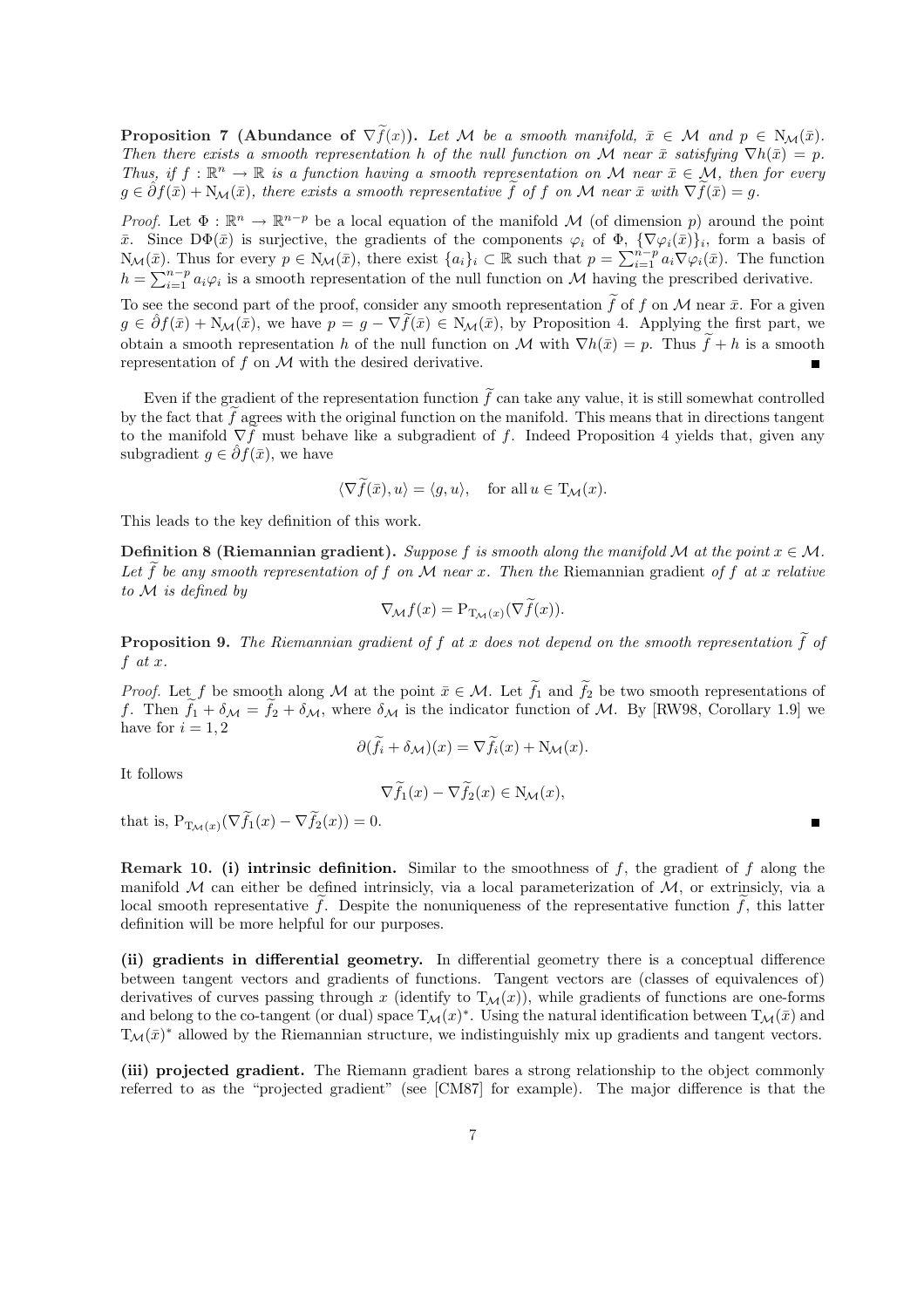**Proposition 7 (Abundance of $\nabla\widetilde{f}(x)$).** *Let $\mathcal{M}$ be a smooth manifold, $\bar{x} \in \mathcal{M}$ and $p \in \mathrm{N}_{\mathcal{M}}(\bar{x})$. Then there exists a smooth representation $h$ of the null function on $\mathcal{M}$ near $\bar{x}$ satisfying $\nabla h(\bar{x}) = p$. Thus, if $f : \mathbb{R}^n \to \mathbb{R}$ is a function having a smooth representation on $\mathcal{M}$ near $\bar{x} \in \mathcal{M}$, then for every $g \in \hat{\partial} f(\bar{x}) + \mathrm{N}_{\mathcal{M}}(\bar{x})$, there exists a smooth representative $\widetilde{f}$ of $f$ on $\mathcal{M}$ near $\bar{x}$ with $\nabla\widetilde{f}(\bar{x}) = g$.*

*Proof.* Let $\Phi : \mathbb{R}^n \to \mathbb{R}^{n-p}$ be a local equation of the manifold $\mathcal{M}$ (of dimension $p$) around the point $\bar{x}$. Since $\mathrm{D}\Phi(\bar{x})$ is surjective, the gradients of the components $\varphi_i$ of $\Phi$, $\{\nabla\varphi_i(\bar{x})\}_i$, form a basis of $\mathrm{N}_{\mathcal{M}}(\bar{x})$. Thus for every $p \in \mathrm{N}_{\mathcal{M}}(\bar{x})$, there exist $\{a_i\}_i \subset \mathbb{R}$ such that $p = \sum_{i=1}^{n-p} a_i \nabla\varphi_i(\bar{x})$. The function $h = \sum_{i=1}^{n-p} a_i \varphi_i$ is a smooth representation of the null function on $\mathcal{M}$ having the prescribed derivative.

To see the second part of the proof, consider any smooth representation $\widetilde{f}$ of $f$ on $\mathcal{M}$ near $\bar{x}$. For a given $g \in \hat{\partial} f(\bar{x}) + \mathrm{N}_{\mathcal{M}}(\bar{x})$, we have $p = g - \nabla\widetilde{f}(\bar{x}) \in \mathrm{N}_{\mathcal{M}}(\bar{x})$, by Proposition 4. Applying the first part, we obtain a smooth representation $h$ of the null function on $\mathcal{M}$ with $\nabla h(\bar{x}) = p$. Thus $\widetilde{f} + h$ is a smooth representation of $f$ on $\mathcal{M}$ with the desired derivative. ∎

Even if the gradient of the representation function $\widetilde{f}$ can take any value, it is still somewhat controlled by the fact that $\widetilde{f}$ agrees with the original function on the manifold. This means that in directions tangent to the manifold $\nabla\widetilde{f}$ must behave like a subgradient of $f$. Indeed Proposition 4 yields that, given any subgradient $g \in \hat{\partial} f(\bar{x})$, we have

$$\langle \nabla\widetilde{f}(\bar{x}), u\rangle = \langle g, u\rangle, \quad \text{for all } u \in \mathrm{T}_{\mathcal{M}}(x).$$

This leads to the key definition of this work.

**Definition 8 (Riemannian gradient).** *Suppose $f$ is smooth along the manifold $\mathcal{M}$ at the point $x \in \mathcal{M}$. Let $\widetilde{f}$ be any smooth representation of $f$ on $\mathcal{M}$ near $x$. Then the* Riemannian gradient *of $f$ at $x$ relative to $\mathcal{M}$ is defined by*

$$\nabla_{\mathcal{M}} f(x) = \mathrm{P}_{\mathrm{T}_{\mathcal{M}}(x)}(\nabla\widetilde{f}(x)).$$

**Proposition 9.** *The Riemannian gradient of $f$ at $x$ does not depend on the smooth representation $\widetilde{f}$ of $f$ at $x$.*

*Proof.* Let $f$ be smooth along $\mathcal{M}$ at the point $\bar{x} \in \mathcal{M}$. Let $\widetilde{f}_1$ and $\widetilde{f}_2$ be two smooth representations of $f$. Then $\widetilde{f}_1 + \delta_{\mathcal{M}} = \widetilde{f}_2 + \delta_{\mathcal{M}}$, where $\delta_{\mathcal{M}}$ is the indicator function of $\mathcal{M}$. By [RW98, Corollary 1.9] we have for $i = 1, 2$

$$\partial(\widetilde{f}_i + \delta_{\mathcal{M}})(x) = \nabla\widetilde{f}_i(x) + \mathrm{N}_{\mathcal{M}}(x).$$

It follows

$$\nabla\widetilde{f}_1(x) - \nabla\widetilde{f}_2(x) \in \mathrm{N}_{\mathcal{M}}(x),$$

that is, $\mathrm{P}_{\mathrm{T}_{\mathcal{M}}(x)}(\nabla\widetilde{f}_1(x) - \nabla\widetilde{f}_2(x)) = 0$. ∎

**Remark 10. (i) intrinsic definition.** Similar to the smoothness of $f$, the gradient of $f$ along the manifold $\mathcal{M}$ can either be defined intrinsicly, via a local parameterization of $\mathcal{M}$, or extrinsicly, via a local smooth representative $\widetilde{f}$. Despite the nonuniqueness of the representative function $\widetilde{f}$, this latter definition will be more helpful for our purposes.

**(ii) gradients in differential geometry.** In differential geometry there is a conceptual difference between tangent vectors and gradients of functions. Tangent vectors are (classes of equivalences of) derivatives of curves passing through $x$ (identify to $\mathrm{T}_{\mathcal{M}}(x)$), while gradients of functions are one-forms and belong to the co-tangent (or dual) space $\mathrm{T}_{\mathcal{M}}(x)^*$. Using the natural identification between $\mathrm{T}_{\mathcal{M}}(\bar{x})$ and $\mathrm{T}_{\mathcal{M}}(\bar{x})^*$ allowed by the Riemannian structure, we indistinguishly mix up gradients and tangent vectors.

**(iii) projected gradient.** The Riemann gradient bares a strong relationship to the object commonly referred to as the "projected gradient" (see [CM87] for example). The major difference is that the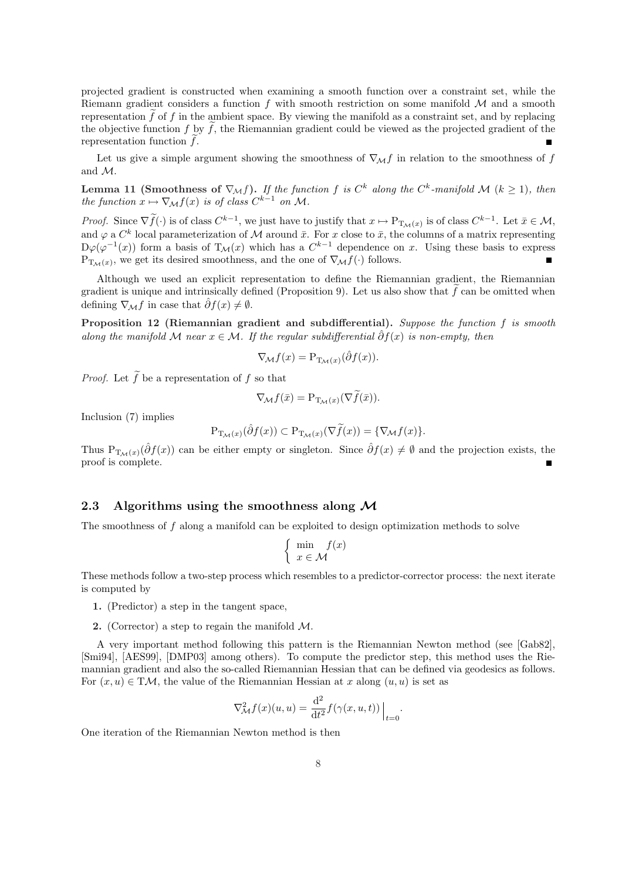projected gradient is constructed when examining a smooth function over a constraint set, while the Riemann gradient considers a function $f$ with smooth restriction on some manifold $\mathcal{M}$ and a smooth representation $\widetilde{f}$ of $f$ in the ambient space. By viewing the manifold as a constraint set, and by replacing the objective function $f$ by $\widetilde{f}$, the Riemannian gradient could be viewed as the projected gradient of the representation function $\widetilde{f}$. ■

Let us give a simple argument showing the smoothness of $\nabla_{\mathcal{M}} f$ in relation to the smoothness of $f$ and $\mathcal{M}$.

**Lemma 11 (Smoothness of $\nabla_{\mathcal{M}} f$).** *If the function $f$ is $C^k$ along the $C^k$-manifold $\mathcal{M}$ ($k \geq 1$), then the function $x \mapsto \nabla_{\mathcal{M}} f(x)$ is of class $C^{k-1}$ on $\mathcal{M}$.*

*Proof.* Since $\nabla \widetilde{f}(\cdot)$ is of class $C^{k-1}$, we just have to justify that $x \mapsto \mathrm{P}_{\mathrm{T}_{\mathcal{M}}(x)}$ is of class $C^{k-1}$. Let $\bar{x} \in \mathcal{M}$, and $\varphi$ a $C^k$ local parameterization of $\mathcal{M}$ around $\bar{x}$. For $x$ close to $\bar{x}$, the columns of a matrix representing $\mathrm{D}\varphi(\varphi^{-1}(x))$ form a basis of $\mathrm{T}_{\mathcal{M}}(x)$ which has a $C^{k-1}$ dependence on $x$. Using these basis to express $\mathrm{P}_{\mathrm{T}_{\mathcal{M}}(x)}$, we get its desired smoothness, and the one of $\nabla_{\mathcal{M}} f(\cdot)$ follows. ■

Although we used an explicit representation to define the Riemannian gradient, the Riemannian gradient is unique and intrinsically defined (Proposition 9). Let us also show that $\widetilde{f}$ can be omitted when defining $\nabla_{\mathcal{M}} f$ in case that $\hat{\partial} f(x) \neq \emptyset$.

**Proposition 12 (Riemannian gradient and subdifferential).** *Suppose the function $f$ is smooth along the manifold $\mathcal{M}$ near $x \in \mathcal{M}$. If the regular subdifferential $\hat{\partial} f(x)$ is non-empty, then*

$$\nabla_{\mathcal{M}} f(x) = \mathrm{P}_{\mathrm{T}_{\mathcal{M}}(x)}(\hat{\partial} f(x)).$$

*Proof.* Let $\widetilde{f}$ be a representation of $f$ so that

$$\nabla_{\mathcal{M}} f(\bar{x}) = \mathrm{P}_{\mathrm{T}_{\mathcal{M}}(x)}(\nabla \widetilde{f}(\bar{x})).$$

Inclusion (7) implies

$$\mathrm{P}_{\mathrm{T}_{\mathcal{M}}(x)}(\hat{\partial} f(x)) \subset \mathrm{P}_{\mathrm{T}_{\mathcal{M}}(x)}(\nabla \widetilde{f}(x)) = \{\nabla_{\mathcal{M}} f(x)\}.$$

Thus $\mathrm{P}_{\mathrm{T}_{\mathcal{M}}(x)}(\hat{\partial} f(x))$ can be either empty or singleton. Since $\hat{\partial} f(x) \neq \emptyset$ and the projection exists, the proof is complete. ■

## 2.3 Algorithms using the smoothness along $\mathcal{M}$

The smoothness of $f$ along a manifold can be exploited to design optimization methods to solve

$$\begin{cases} \min & f(x) \\ x \in \mathcal{M} \end{cases}$$

These methods follow a two-step process which resembles to a predictor-corrector process: the next iterate is computed by

1. (Predictor) a step in the tangent space,
2. (Corrector) a step to regain the manifold $\mathcal{M}$.

A very important method following this pattern is the Riemannian Newton method (see [Gab82], [Smi94], [AES99], [DMP03] among others). To compute the predictor step, this method uses the Riemannian gradient and also the so-called Riemannian Hessian that can be defined via geodesics as follows. For $(x, u) \in \mathrm{T}\mathcal{M}$, the value of the Riemannian Hessian at $x$ along $(u, u)$ is set as

$$\nabla^2_{\mathcal{M}} f(x)(u, u) = \frac{\mathrm{d}^2}{\mathrm{d}t^2} f(\gamma(x, u, t))\Big|_{t=0}.$$

One iteration of the Riemannian Newton method is then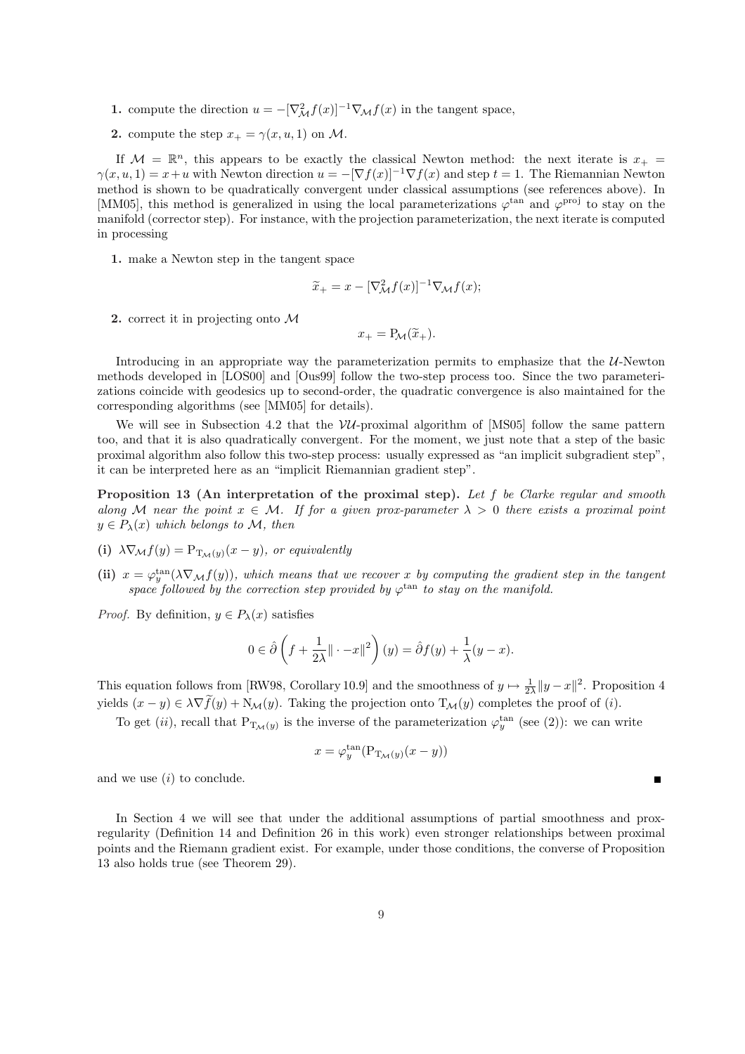**1.** compute the direction $u = -[\nabla^2_{\mathcal{M}} f(x)]^{-1} \nabla_{\mathcal{M}} f(x)$ in the tangent space,

**2.** compute the step $x_+ = \gamma(x, u, 1)$ on $\mathcal{M}$.

If $\mathcal{M} = \mathbb{R}^n$, this appears to be exactly the classical Newton method: the next iterate is $x_+ = \gamma(x, u, 1) = x + u$ with Newton direction $u = -[\nabla f(x)]^{-1} \nabla f(x)$ and step $t = 1$. The Riemannian Newton method is shown to be quadratically convergent under classical assumptions (see references above). In [MM05], this method is generalized in using the local parameterizations $\varphi^{\tan}$ and $\varphi^{\text{proj}}$ to stay on the manifold (corrector step). For instance, with the projection parameterization, the next iterate is computed in processing

**1.** make a Newton step in the tangent space

$$\widetilde{x}_+ = x - [\nabla^2_{\mathcal{M}} f(x)]^{-1} \nabla_{\mathcal{M}} f(x);$$

**2.** correct it in projecting onto $\mathcal{M}$

$$x_+ = \mathrm{P}_{\mathcal{M}}(\widetilde{x}_+).$$

Introducing in an appropriate way the parameterization permits to emphasize that the $\mathcal{U}$-Newton methods developed in [LOS00] and [Ous99] follow the two-step process too. Since the two parameterizations coincide with geodesics up to second-order, the quadratic convergence is also maintained for the corresponding algorithms (see [MM05] for details).

We will see in Subsection 4.2 that the $\mathcal{VU}$-proximal algorithm of [MS05] follow the same pattern too, and that it is also quadratically convergent. For the moment, we just note that a step of the basic proximal algorithm also follow this two-step process: usually expressed as "an implicit subgradient step", it can be interpreted here as an "implicit Riemannian gradient step".

**Proposition 13 (An interpretation of the proximal step).** *Let $f$ be Clarke regular and smooth along $\mathcal{M}$ near the point $x \in \mathcal{M}$. If for a given prox-parameter $\lambda > 0$ there exists a proximal point $y \in P_\lambda(x)$ which belongs to $\mathcal{M}$, then*

**(i)** *$\lambda \nabla_{\mathcal{M}} f(y) = \mathrm{P}_{\mathrm{T}_{\mathcal{M}}(y)}(x - y)$, or equivalently*

**(ii)** *$x = \varphi^{\tan}_y(\lambda \nabla_{\mathcal{M}} f(y))$, which means that we recover $x$ by computing the gradient step in the tangent space followed by the correction step provided by $\varphi^{\tan}$ to stay on the manifold.*

*Proof.* By definition, $y \in P_\lambda(x)$ satisfies

$$0 \in \hat{\partial}\left(f + \frac{1}{2\lambda}\|\cdot - x\|^2\right)(y) = \hat{\partial} f(y) + \frac{1}{\lambda}(y - x).$$

This equation follows from [RW98, Corollary 10.9] and the smoothness of $y \mapsto \frac{1}{2\lambda}\|y - x\|^2$. Proposition 4 yields $(x - y) \in \lambda \nabla \widetilde{f}(y) + \mathrm{N}_{\mathcal{M}}(y)$. Taking the projection onto $\mathrm{T}_{\mathcal{M}}(y)$ completes the proof of $(i)$.

To get $(ii)$, recall that $\mathrm{P}_{\mathrm{T}_{\mathcal{M}}(y)}$ is the inverse of the parameterization $\varphi^{\tan}_y$ (see (2)): we can write

$$x = \varphi^{\tan}_y(\mathrm{P}_{\mathrm{T}_{\mathcal{M}}(y)}(x - y))$$

and we use $(i)$ to conclude. ∎

In Section 4 we will see that under the additional assumptions of partial smoothness and prox-regularity (Definition 14 and Definition 26 in this work) even stronger relationships between proximal points and the Riemann gradient exist. For example, under those conditions, the converse of Proposition 13 also holds true (see Theorem 29).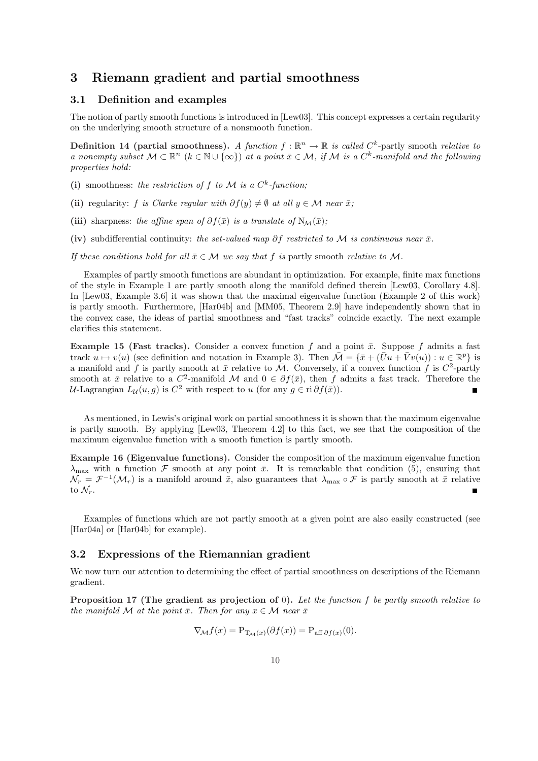## 3 Riemann gradient and partial smoothness

### 3.1 Definition and examples

The notion of partly smooth functions is introduced in [Lew03]. This concept expresses a certain regularity on the underlying smooth structure of a nonsmooth function.

**Definition 14 (partial smoothness).** *A function $f : \mathbb{R}^n \to \mathbb{R}$ is called $C^k$-*partly smooth *relative to a nonempty subset $\mathcal{M} \subset \mathbb{R}^n$ ($k \in \mathbb{N} \cup \{\infty\}$) at a point $\bar{x} \in \mathcal{M}$, if $\mathcal{M}$ is a $C^k$-manifold and the following properties hold:*

**(i)** smoothness: *the restriction of $f$ to $\mathcal{M}$ is a $C^k$-function;*

**(ii)** regularity: *$f$ is Clarke regular with $\partial f(y) \neq \emptyset$ at all $y \in \mathcal{M}$ near $\bar{x}$;*

**(iii)** sharpness: *the affine span of $\partial f(\bar{x})$ is a translate of $\mathrm{N}_{\mathcal{M}}(\bar{x})$;*

**(iv)** subdifferential continuity: *the set-valued map $\partial f$ restricted to $\mathcal{M}$ is continuous near $\bar{x}$.*

*If these conditions hold for all $\bar{x} \in \mathcal{M}$ we say that $f$ is* partly smooth *relative to $\mathcal{M}$.*

Examples of partly smooth functions are abundant in optimization. For example, finite max functions of the style in Example 1 are partly smooth along the manifold defined therein [Lew03, Corollary 4.8]. In [Lew03, Example 3.6] it was shown that the maximal eigenvalue function (Example 2 of this work) is partly smooth. Furthermore, [Har04b] and [MM05, Theorem 2.9] have independently shown that in the convex case, the ideas of partial smoothness and "fast tracks" coincide exactly. The next example clarifies this statement.

**Example 15 (Fast tracks).** Consider a convex function $f$ and a point $\bar{x}$. Suppose $f$ admits a fast track $u \mapsto v(u)$ (see definition and notation in Example 3). Then $\bar{\mathcal{M}} = \{\bar{x} + (\bar{U}u + \bar{V}v(u)) : u \in \mathbb{R}^p\}$ is a manifold and $f$ is partly smooth at $\bar{x}$ relative to $\bar{\mathcal{M}}$. Conversely, if a convex function $f$ is $C^2$-partly smooth at $\bar{x}$ relative to a $C^2$-manifold $\mathcal{M}$ and $0 \in \partial f(\bar{x})$, then $f$ admits a fast track. Therefore the $\mathcal{U}$-Lagrangian $L_{\mathcal{U}}(u, g)$ is $C^2$ with respect to $u$ (for any $g \in \operatorname{ri} \partial f(\bar{x})$). ∎

As mentioned, in Lewis's original work on partial smoothness it is shown that the maximum eigenvalue is partly smooth. By applying [Lew03, Theorem 4.2] to this fact, we see that the composition of the maximum eigenvalue function with a smooth function is partly smooth.

**Example 16 (Eigenvalue functions).** Consider the composition of the maximum eigenvalue function $\lambda_{\max}$ with a function $\mathcal{F}$ smooth at any point $\bar{x}$. It is remarkable that condition (5), ensuring that $\mathcal{N}_r = \mathcal{F}^{-1}(\mathcal{M}_r)$ is a manifold around $\bar{x}$, also guarantees that $\lambda_{\max} \circ \mathcal{F}$ is partly smooth at $\bar{x}$ relative to $\mathcal{N}_r$. ∎

Examples of functions which are not partly smooth at a given point are also easily constructed (see [Har04a] or [Har04b] for example).

### 3.2 Expressions of the Riemannian gradient

We now turn our attention to determining the effect of partial smoothness on descriptions of the Riemann gradient.

**Proposition 17 (The gradient as projection of 0).** *Let the function $f$ be partly smooth relative to the manifold $\mathcal{M}$ at the point $\bar{x}$. Then for any $x \in \mathcal{M}$ near $\bar{x}$*

$$\nabla_{\mathcal{M}} f(x) = \mathrm{P}_{\mathrm{T}_{\mathcal{M}}(x)}(\partial f(x)) = \mathrm{P}_{\operatorname{aff} \partial f(x)}(0).$$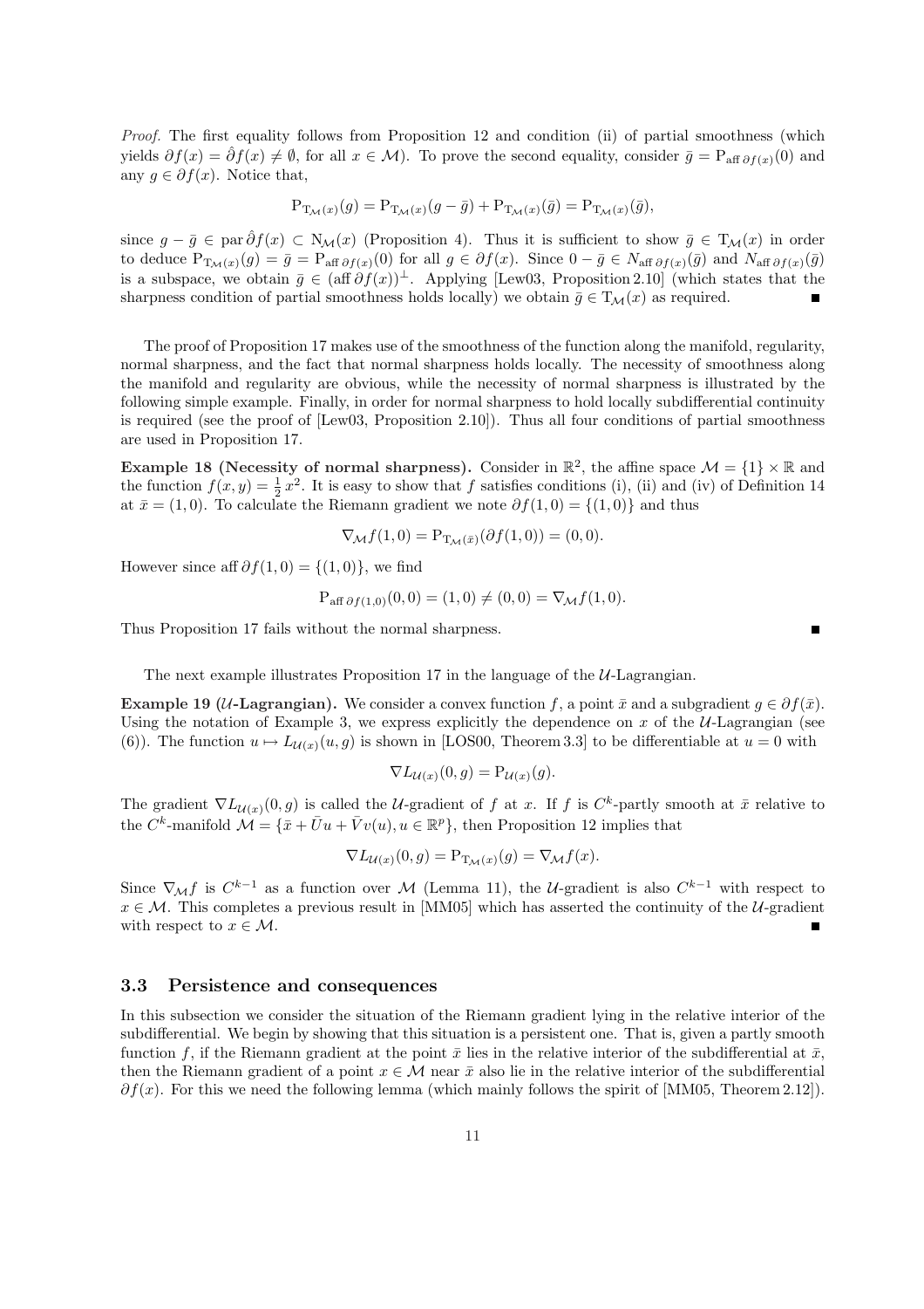*Proof.* The first equality follows from Proposition 12 and condition (ii) of partial smoothness (which yields $\partial f(x) = \hat{\partial} f(x) \neq \emptyset$, for all $x \in \mathcal{M}$). To prove the second equality, consider $\bar{g} = \mathrm{P}_{\mathrm{aff}\,\partial f(x)}(0)$ and any $g \in \partial f(x)$. Notice that,

$$\mathrm{P}_{\mathrm{T}_{\mathcal{M}}(x)}(g) = \mathrm{P}_{\mathrm{T}_{\mathcal{M}}(x)}(g - \bar{g}) + \mathrm{P}_{\mathrm{T}_{\mathcal{M}}(x)}(\bar{g}) = \mathrm{P}_{\mathrm{T}_{\mathcal{M}}(x)}(\bar{g}),$$

since $g - \bar{g} \in \mathrm{par}\,\hat{\partial} f(x) \subset \mathrm{N}_{\mathcal{M}}(x)$ (Proposition 4). Thus it is sufficient to show $\bar{g} \in \mathrm{T}_{\mathcal{M}}(x)$ in order to deduce $\mathrm{P}_{\mathrm{T}_{\mathcal{M}}(x)}(g) = \bar{g} = \mathrm{P}_{\mathrm{aff}\,\partial f(x)}(0)$ for all $g \in \partial f(x)$. Since $0 - \bar{g} \in N_{\mathrm{aff}\,\partial f(x)}(\bar{g})$ and $N_{\mathrm{aff}\,\partial f(x)}(\bar{g})$ is a subspace, we obtain $\bar{g} \in (\mathrm{aff}\,\partial f(x))^{\perp}$. Applying [Lew03, Proposition 2.10] (which states that the sharpness condition of partial smoothness holds locally) we obtain $\bar{g} \in \mathrm{T}_{\mathcal{M}}(x)$ as required. ∎

The proof of Proposition 17 makes use of the smoothness of the function along the manifold, regularity, normal sharpness, and the fact that normal sharpness holds locally. The necessity of smoothness along the manifold and regularity are obvious, while the necessity of normal sharpness is illustrated by the following simple example. Finally, in order for normal sharpness to hold locally subdifferential continuity is required (see the proof of [Lew03, Proposition 2.10]). Thus all four conditions of partial smoothness are used in Proposition 17.

**Example 18 (Necessity of normal sharpness).** Consider in $\mathbb{R}^2$, the affine space $\mathcal{M} = \{1\} \times \mathbb{R}$ and the function $f(x, y) = \frac{1}{2}x^2$. It is easy to show that $f$ satisfies conditions (i), (ii) and (iv) of Definition 14 at $\bar{x} = (1, 0)$. To calculate the Riemann gradient we note $\partial f(1, 0) = \{(1, 0)\}$ and thus

$$\nabla_{\mathcal{M}} f(1, 0) = \mathrm{P}_{\mathrm{T}_{\mathcal{M}}(\bar{x})}(\partial f(1, 0)) = (0, 0).$$

However since $\mathrm{aff}\,\partial f(1, 0) = \{(1, 0)\}$, we find

$$\mathrm{P}_{\mathrm{aff}\,\partial f(1,0)}(0, 0) = (1, 0) \neq (0, 0) = \nabla_{\mathcal{M}} f(1, 0).$$

Thus Proposition 17 fails without the normal sharpness. ∎

The next example illustrates Proposition 17 in the language of the $\mathcal{U}$-Lagrangian.

**Example 19 ($\mathcal{U}$-Lagrangian).** We consider a convex function $f$, a point $\bar{x}$ and a subgradient $g \in \partial f(\bar{x})$. Using the notation of Example 3, we express explicitly the dependence on $x$ of the $\mathcal{U}$-Lagrangian (see (6)). The function $u \mapsto L_{\mathcal{U}(x)}(u, g)$ is shown in [LOS00, Theorem 3.3] to be differentiable at $u = 0$ with

$$\nabla L_{\mathcal{U}(x)}(0, g) = \mathrm{P}_{\mathcal{U}(x)}(g).$$

The gradient $\nabla L_{\mathcal{U}(x)}(0, g)$ is called the $\mathcal{U}$-gradient of $f$ at $x$. If $f$ is $C^k$-partly smooth at $\bar{x}$ relative to the $C^k$-manifold $\mathcal{M} = \{\bar{x} + \bar{U}u + \bar{V}v(u), u \in \mathbb{R}^p\}$, then Proposition 12 implies that

$$\nabla L_{\mathcal{U}(x)}(0, g) = \mathrm{P}_{\mathrm{T}_{\mathcal{M}}(x)}(g) = \nabla_{\mathcal{M}} f(x).$$

Since $\nabla_{\mathcal{M}} f$ is $C^{k-1}$ as a function over $\mathcal{M}$ (Lemma 11), the $\mathcal{U}$-gradient is also $C^{k-1}$ with respect to $x \in \mathcal{M}$. This completes a previous result in [MM05] which has asserted the continuity of the $\mathcal{U}$-gradient with respect to $x \in \mathcal{M}$. ∎

### 3.3 Persistence and consequences

In this subsection we consider the situation of the Riemann gradient lying in the relative interior of the subdifferential. We begin by showing that this situation is a persistent one. That is, given a partly smooth function $f$, if the Riemann gradient at the point $\bar{x}$ lies in the relative interior of the subdifferential at $\bar{x}$, then the Riemann gradient of a point $x \in \mathcal{M}$ near $\bar{x}$ also lie in the relative interior of the subdifferential $\partial f(x)$. For this we need the following lemma (which mainly follows the spirit of [MM05, Theorem 2.12]).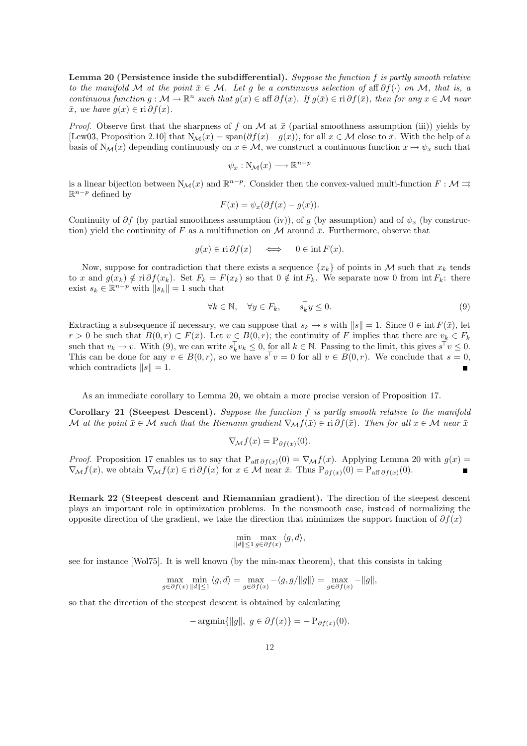**Lemma 20 (Persistence inside the subdifferential).** *Suppose the function $f$ is partly smooth relative to the manifold $\mathcal{M}$ at the point $\bar{x} \in \mathcal{M}$. Let $g$ be a continuous selection of $\operatorname{aff} \partial f(\cdot)$ on $\mathcal{M}$, that is, a continuous function $g : \mathcal{M} \to \mathbb{R}^n$ such that $g(x) \in \operatorname{aff} \partial f(x)$. If $g(\bar{x}) \in \operatorname{ri} \partial f(\bar{x})$, then for any $x \in \mathcal{M}$ near $\bar{x}$, we have $g(x) \in \operatorname{ri} \partial f(x)$.*

*Proof.* Observe first that the sharpness of $f$ on $\mathcal{M}$ at $\bar{x}$ (partial smoothness assumption (iii)) yields by [Lew03, Proposition 2.10] that $\mathrm{N}_{\mathcal{M}}(x) = \operatorname{span}(\partial f(x) - g(x))$, for all $x \in \mathcal{M}$ close to $\bar{x}$. With the help of a basis of $\mathrm{N}_{\mathcal{M}}(x)$ depending continuously on $x \in \mathcal{M}$, we construct a continuous function $x \mapsto \psi_x$ such that

$$\psi_x : \mathrm{N}_{\mathcal{M}}(x) \longrightarrow \mathbb{R}^{n-p}$$

is a linear bijection between $\mathrm{N}_{\mathcal{M}}(x)$ and $\mathbb{R}^{n-p}$. Consider then the convex-valued multi-function $F : \mathcal{M} \rightrightarrows \mathbb{R}^{n-p}$ defined by

$$F(x) = \psi_x(\partial f(x) - g(x)).$$

Continuity of $\partial f$ (by partial smoothness assumption (iv)), of $g$ (by assumption) and of $\psi_x$ (by construction) yield the continuity of $F$ as a multifunction on $\mathcal{M}$ around $\bar{x}$. Furthermore, observe that

$$g(x) \in \operatorname{ri} \partial f(x) \quad \Longleftrightarrow \quad 0 \in \operatorname{int} F(x).$$

Now, suppose for contradiction that there exists a sequence $\{x_k\}$ of points in $\mathcal{M}$ such that $x_k$ tends to $x$ and $g(x_k) \notin \operatorname{ri} \partial f(x_k)$. Set $F_k = F(x_k)$ so that $0 \notin \operatorname{int} F_k$. We separate now 0 from $\operatorname{int} F_k$: there exist $s_k \in \mathbb{R}^{n-p}$ with $\|s_k\| = 1$ such that

$$\forall k \in \mathbb{N}, \quad \forall y \in F_k, \qquad s_k^\top y \leq 0. \tag{9}$$

Extracting a subsequence if necessary, we can suppose that $s_k \to s$ with $\|s\| = 1$. Since $0 \in \operatorname{int} F(\bar{x})$, let $r > 0$ be such that $B(0, r) \subset F(\bar{x})$. Let $v \in B(0, r)$; the continuity of $F$ implies that there are $v_k \in F_k$ such that $v_k \to v$. With (9), we can write $s_k^\top v_k \leq 0$, for all $k \in \mathbb{N}$. Passing to the limit, this gives $s^\top v \leq 0$. This can be done for any $v \in B(0, r)$, so we have $s^\top v = 0$ for all $v \in B(0, r)$. We conclude that $s = 0$, which contradicts $\|s\| = 1$. ∎

As an immediate corollary to Lemma 20, we obtain a more precise version of Proposition 17.

**Corollary 21 (Steepest Descent).** *Suppose the function $f$ is partly smooth relative to the manifold $\mathcal{M}$ at the point $\bar{x} \in \mathcal{M}$ such that the Riemann gradient $\nabla_{\mathcal{M}} f(\bar{x}) \in \operatorname{ri} \partial f(\bar{x})$. Then for all $x \in \mathcal{M}$ near $\bar{x}$*

$$\nabla_{\mathcal{M}} f(x) = \mathrm{P}_{\partial f(x)}(0).$$

*Proof.* Proposition 17 enables us to say that $\mathrm{P}_{\operatorname{aff} \partial f(x)}(0) = \nabla_{\mathcal{M}} f(x)$. Applying Lemma 20 with $g(x) = \nabla_{\mathcal{M}} f(x)$, we obtain $\nabla_{\mathcal{M}} f(x) \in \operatorname{ri} \partial f(x)$ for $x \in \mathcal{M}$ near $\bar{x}$. Thus $\mathrm{P}_{\partial f(x)}(0) = \mathrm{P}_{\operatorname{aff} \partial f(x)}(0)$. ∎

**Remark 22 (Steepest descent and Riemannian gradient).** The direction of the steepest descent plays an important role in optimization problems. In the nonsmooth case, instead of normalizing the opposite direction of the gradient, we take the direction that minimizes the support function of $\partial f(x)$

$$\min_{\|d\| \leq 1} \max_{g \in \partial f(x)} \langle g, d \rangle,$$

see for instance [Wol75]. It is well known (by the min-max theorem), that this consists in taking

$$\max_{g \in \partial f(x)} \min_{\|d\| \leq 1} \langle g, d \rangle = \max_{g \in \partial f(x)} -\langle g, g/\|g\| \rangle = \max_{g \in \partial f(x)} -\|g\|,$$

so that the direction of the steepest descent is obtained by calculating

$$-\operatorname{argmin}\{\|g\|, \ g \in \partial f(x)\} = -\mathrm{P}_{\partial f(x)}(0).$$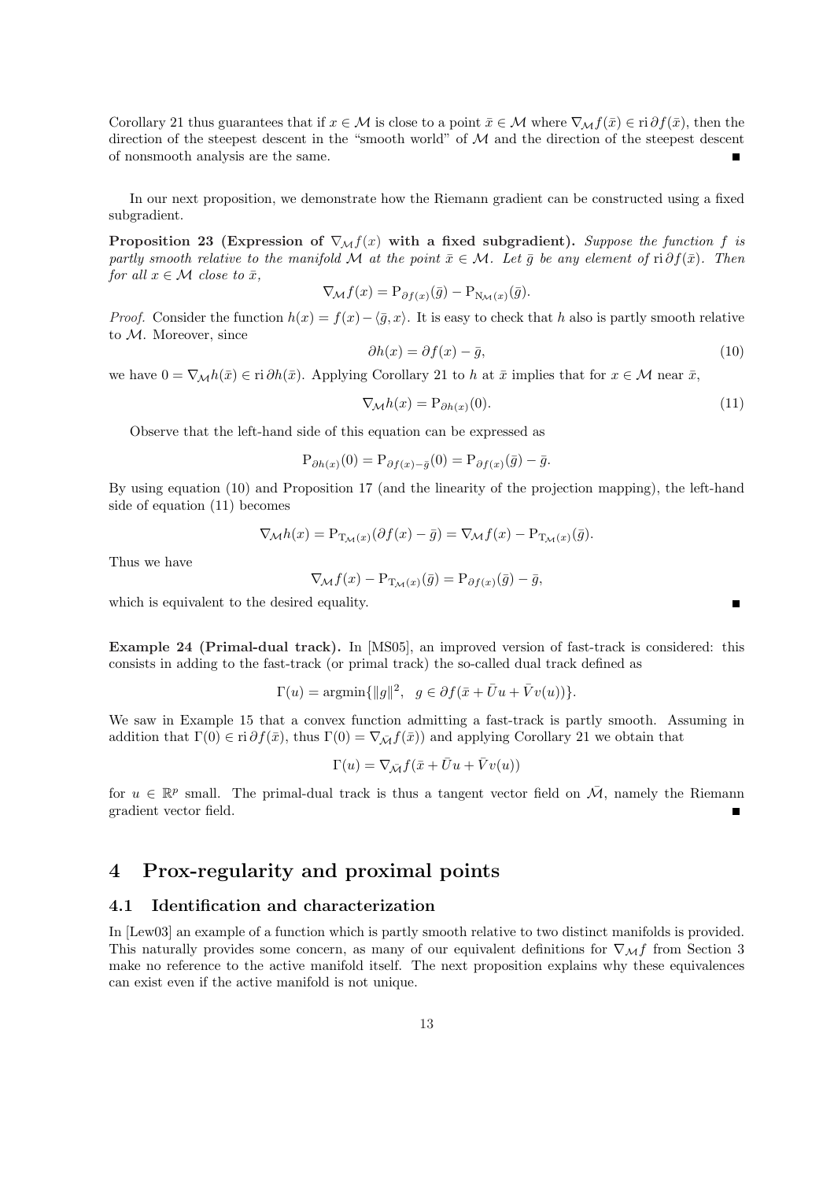Corollary 21 thus guarantees that if $x \in \mathcal{M}$ is close to a point $\bar{x} \in \mathcal{M}$ where $\nabla_{\mathcal{M}} f(\bar{x}) \in \operatorname{ri} \partial f(\bar{x})$, then the direction of the steepest descent in the "smooth world" of $\mathcal{M}$ and the direction of the steepest descent of nonsmooth analysis are the same. ■

In our next proposition, we demonstrate how the Riemann gradient can be constructed using a fixed subgradient.

**Proposition 23 (Expression of $\nabla_{\mathcal{M}} f(x)$ with a fixed subgradient).** *Suppose the function $f$ is partly smooth relative to the manifold $\mathcal{M}$ at the point $\bar{x} \in \mathcal{M}$. Let $\bar{g}$ be any element of $\operatorname{ri} \partial f(\bar{x})$. Then for all $x \in \mathcal{M}$ close to $\bar{x}$,*

$$\nabla_{\mathcal{M}} f(x) = \mathrm{P}_{\partial f(x)}(\bar{g}) - \mathrm{P}_{\mathrm{N}_{\mathcal{M}}(x)}(\bar{g}).$$

*Proof.* Consider the function $h(x) = f(x) - \langle \bar{g}, x \rangle$. It is easy to check that $h$ also is partly smooth relative to $\mathcal{M}$. Moreover, since

$$\partial h(x) = \partial f(x) - \bar{g}, \tag{10}$$

we have $0 = \nabla_{\mathcal{M}} h(\bar{x}) \in \operatorname{ri} \partial h(\bar{x})$. Applying Corollary 21 to $h$ at $\bar{x}$ implies that for $x \in \mathcal{M}$ near $\bar{x}$,

$$\nabla_{\mathcal{M}} h(x) = \mathrm{P}_{\partial h(x)}(0). \tag{11}$$

Observe that the left-hand side of this equation can be expressed as

$$\mathrm{P}_{\partial h(x)}(0) = \mathrm{P}_{\partial f(x) - \bar{g}}(0) = \mathrm{P}_{\partial f(x)}(\bar{g}) - \bar{g}.$$

By using equation (10) and Proposition 17 (and the linearity of the projection mapping), the left-hand side of equation (11) becomes

$$\nabla_{\mathcal{M}} h(x) = \mathrm{P}_{\mathrm{T}_{\mathcal{M}}(x)}(\partial f(x) - \bar{g}) = \nabla_{\mathcal{M}} f(x) - \mathrm{P}_{\mathrm{T}_{\mathcal{M}}(x)}(\bar{g}).$$

Thus we have

$$\nabla_{\mathcal{M}} f(x) - \mathrm{P}_{\mathrm{T}_{\mathcal{M}}(x)}(\bar{g}) = \mathrm{P}_{\partial f(x)}(\bar{g}) - \bar{g},$$

which is equivalent to the desired equality. ■

**Example 24 (Primal-dual track).** In [MS05], an improved version of fast-track is considered: this consists in adding to the fast-track (or primal track) the so-called dual track defined as

$$\Gamma(u) = \operatorname{argmin}\{\|g\|^2, \quad g \in \partial f(\bar{x} + \bar{U}u + \bar{V}v(u))\}.$$

We saw in Example 15 that a convex function admitting a fast-track is partly smooth. Assuming in addition that $\Gamma(0) \in \operatorname{ri} \partial f(\bar{x})$, thus $\Gamma(0) = \nabla_{\bar{\mathcal{M}}} f(\bar{x}))$ and applying Corollary 21 we obtain that

$$\Gamma(u) = \nabla_{\bar{\mathcal{M}}} f(\bar{x} + \bar{U}u + \bar{V}v(u))$$

for $u \in \mathbb{R}^p$ small. The primal-dual track is thus a tangent vector field on $\bar{\mathcal{M}}$, namely the Riemann gradient vector field. ■

# 4 Prox-regularity and proximal points

## 4.1 Identification and characterization

In [Lew03] an example of a function which is partly smooth relative to two distinct manifolds is provided. This naturally provides some concern, as many of our equivalent definitions for $\nabla_{\mathcal{M}} f$ from Section 3 make no reference to the active manifold itself. The next proposition explains why these equivalences can exist even if the active manifold is not unique.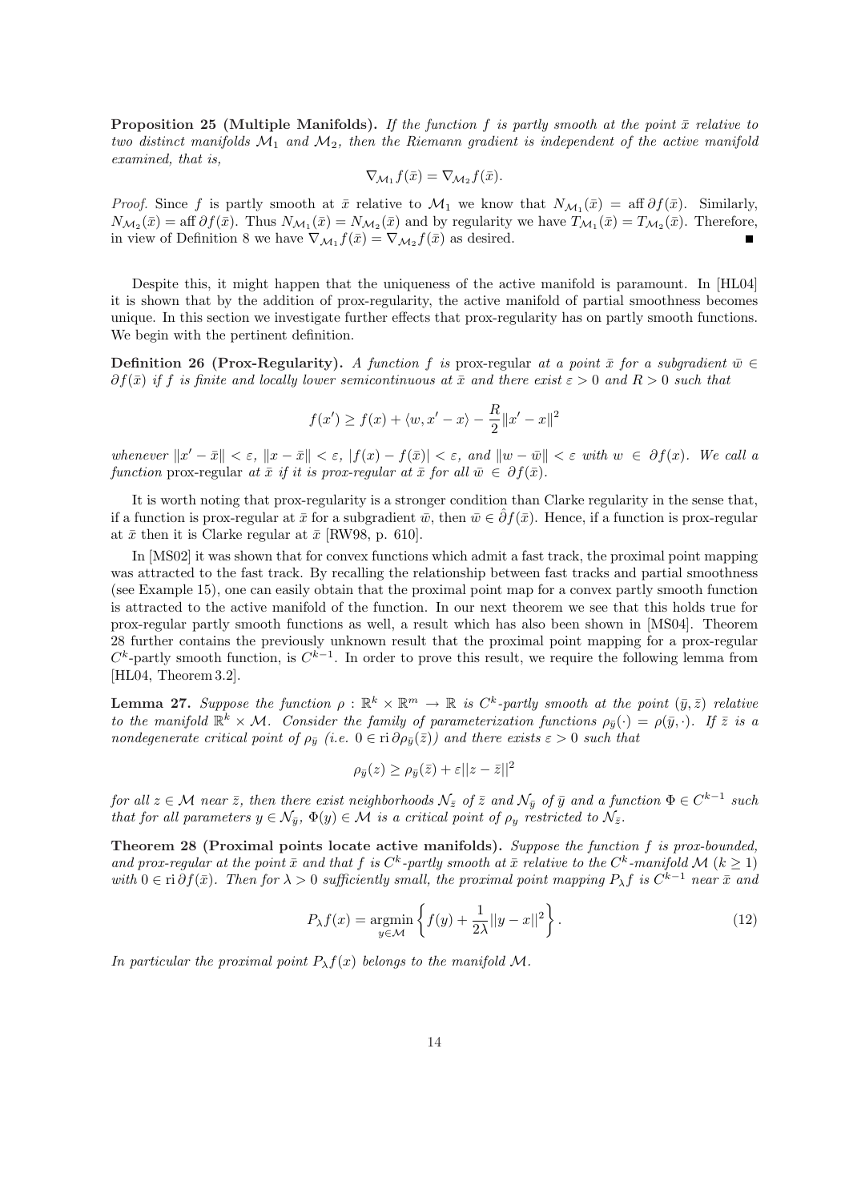**Proposition 25 (Multiple Manifolds).** *If the function $f$ is partly smooth at the point $\bar{x}$ relative to two distinct manifolds $\mathcal{M}_1$ and $\mathcal{M}_2$, then the Riemann gradient is independent of the active manifold examined, that is,*

$$\nabla_{\mathcal{M}_1} f(\bar{x}) = \nabla_{\mathcal{M}_2} f(\bar{x}).$$

*Proof.* Since $f$ is partly smooth at $\bar{x}$ relative to $\mathcal{M}_1$ we know that $N_{\mathcal{M}_1}(\bar{x}) = \operatorname{aff} \partial f(\bar{x})$. Similarly, $N_{\mathcal{M}_2}(\bar{x}) = \operatorname{aff} \partial f(\bar{x})$. Thus $N_{\mathcal{M}_1}(\bar{x}) = N_{\mathcal{M}_2}(\bar{x})$ and by regularity we have $T_{\mathcal{M}_1}(\bar{x}) = T_{\mathcal{M}_2}(\bar{x})$. Therefore, in view of Definition 8 we have $\nabla_{\mathcal{M}_1} f(\bar{x}) = \nabla_{\mathcal{M}_2} f(\bar{x})$ as desired. ∎

Despite this, it might happen that the uniqueness of the active manifold is paramount. In [HL04] it is shown that by the addition of prox-regularity, the active manifold of partial smoothness becomes unique. In this section we investigate further effects that prox-regularity has on partly smooth functions. We begin with the pertinent definition.

**Definition 26 (Prox-Regularity).** *A function $f$ is* prox-regular *at a point $\bar{x}$ for a subgradient $\bar{w} \in \partial f(\bar{x})$ if $f$ is finite and locally lower semicontinuous at $\bar{x}$ and there exist $\varepsilon > 0$ and $R > 0$ such that*

$$f(x') \geq f(x) + \langle w, x' - x \rangle - \frac{R}{2} \|x' - x\|^2$$

*whenever $\|x' - \bar{x}\| < \varepsilon$, $\|x - \bar{x}\| < \varepsilon$, $|f(x) - f(\bar{x})| < \varepsilon$, and $\|w - \bar{w}\| < \varepsilon$ with $w \in \partial f(x)$. We call a function* prox-regular *at $\bar{x}$ if it is prox-regular at $\bar{x}$ for all $\bar{w} \in \partial f(\bar{x})$.*

It is worth noting that prox-regularity is a stronger condition than Clarke regularity in the sense that, if a function is prox-regular at $\bar{x}$ for a subgradient $\bar{w}$, then $\bar{w} \in \hat{\partial} f(\bar{x})$. Hence, if a function is prox-regular at $\bar{x}$ then it is Clarke regular at $\bar{x}$ [RW98, p. 610].

In [MS02] it was shown that for convex functions which admit a fast track, the proximal point mapping was attracted to the fast track. By recalling the relationship between fast tracks and partial smoothness (see Example 15), one can easily obtain that the proximal point map for a convex partly smooth function is attracted to the active manifold of the function. In our next theorem we see that this holds true for prox-regular partly smooth functions as well, a result which has also been shown in [MS04]. Theorem 28 further contains the previously unknown result that the proximal point mapping for a prox-regular $C^k$-partly smooth function, is $C^{k-1}$. In order to prove this result, we require the following lemma from [HL04, Theorem 3.2].

**Lemma 27.** *Suppose the function $\rho : \mathbb{R}^k \times \mathbb{R}^m \to \mathbb{R}$ is $C^k$-partly smooth at the point $(\bar{y}, \bar{z})$ relative to the manifold $\mathbb{R}^k \times \mathcal{M}$. Consider the family of parameterization functions $\rho_{\bar{y}}(\cdot) = \rho(\bar{y}, \cdot)$. If $\bar{z}$ is a nondegenerate critical point of $\rho_{\bar{y}}$ (i.e. $0 \in \operatorname{ri} \partial \rho_{\bar{y}}(\bar{z})$) and there exists $\varepsilon > 0$ such that*

$$\rho_{\bar{y}}(z) \geq \rho_{\bar{y}}(\bar{z}) + \varepsilon ||z - \bar{z}||^2$$

*for all $z \in \mathcal{M}$ near $\bar{z}$, then there exist neighborhoods $\mathcal{N}_{\bar{z}}$ of $\bar{z}$ and $\mathcal{N}_{\bar{y}}$ of $\bar{y}$ and a function $\Phi \in C^{k-1}$ such that for all parameters $y \in \mathcal{N}_{\bar{y}}$, $\Phi(y) \in \mathcal{M}$ is a critical point of $\rho_y$ restricted to $\mathcal{N}_{\bar{z}}$.*

**Theorem 28 (Proximal points locate active manifolds).** *Suppose the function $f$ is prox-bounded, and prox-regular at the point $\bar{x}$ and that $f$ is $C^k$-partly smooth at $\bar{x}$ relative to the $C^k$-manifold $\mathcal{M}$ ($k \geq 1$) with $0 \in \operatorname{ri} \partial f(\bar{x})$. Then for $\lambda > 0$ sufficiently small, the proximal point mapping $P_\lambda f$ is $C^{k-1}$ near $\bar{x}$ and*

$$P_\lambda f(x) = \operatorname*{argmin}_{y \in \mathcal{M}} \left\{ f(y) + \frac{1}{2\lambda} ||y - x||^2 \right\}. \tag{12}$$

*In particular the proximal point $P_\lambda f(x)$ belongs to the manifold $\mathcal{M}$.*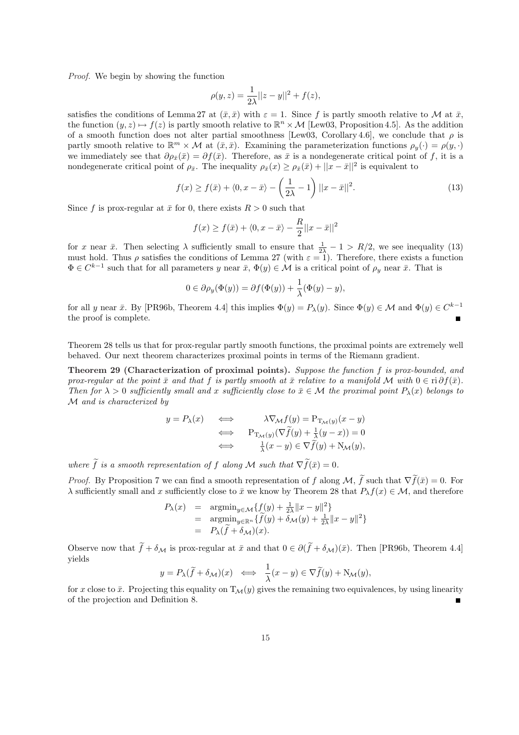*Proof.* We begin by showing the function

$$\rho(y,z) = \frac{1}{2\lambda}||z-y||^2 + f(z),$$

satisfies the conditions of Lemma 27 at $(\bar{x},\bar{x})$ with $\varepsilon = 1$. Since $f$ is partly smooth relative to $\mathcal{M}$ at $\bar{x}$, the function $(y,z) \mapsto f(z)$ is partly smooth relative to $\mathbb{R}^n \times \mathcal{M}$ [Lew03, Proposition 4.5]. As the addition of a smooth function does not alter partial smoothness [Lew03, Corollary 4.6], we conclude that $\rho$ is partly smooth relative to $\mathbb{R}^m \times \mathcal{M}$ at $(\bar{x},\bar{x})$. Examining the parameterization functions $\rho_y(\cdot) = \rho(y,\cdot)$ we immediately see that $\partial\rho_{\bar{x}}(\bar{x}) = \partial f(\bar{x})$. Therefore, as $\bar{x}$ is a nondegenerate critical point of $f$, it is a nondegenerate critical point of $\rho_{\bar{x}}$. The inequality $\rho_{\bar{x}}(x) \geq \rho_{\bar{x}}(\bar{x}) + ||x-\bar{x}||^2$ is equivalent to

$$f(x) \geq f(\bar{x}) + \langle 0, x-\bar{x}\rangle - \left(\frac{1}{2\lambda} - 1\right)||x-\bar{x}||^2. \tag{13}$$

Since $f$ is prox-regular at $\bar{x}$ for 0, there exists $R > 0$ such that

$$f(x) \geq f(\bar{x}) + \langle 0, x-\bar{x}\rangle - \frac{R}{2}||x-\bar{x}||^2$$

for $x$ near $\bar{x}$. Then selecting $\lambda$ sufficiently small to ensure that $\frac{1}{2\lambda} - 1 > R/2$, we see inequality (13) must hold. Thus $\rho$ satisfies the conditions of Lemma 27 (with $\varepsilon = 1$). Therefore, there exists a function $\Phi \in C^{k-1}$ such that for all parameters $y$ near $\bar{x}$, $\Phi(y) \in \mathcal{M}$ is a critical point of $\rho_y$ near $\bar{x}$. That is

$$0 \in \partial\rho_y(\Phi(y)) = \partial f(\Phi(y)) + \frac{1}{\lambda}(\Phi(y) - y),$$

for all $y$ near $\bar{x}$. By [PR96b, Theorem 4.4] this implies $\Phi(y) = P_\lambda(y)$. Since $\Phi(y) \in \mathcal{M}$ and $\Phi(y) \in C^{k-1}$ the proof is complete. ∎

Theorem 28 tells us that for prox-regular partly smooth functions, the proximal points are extremely well behaved. Our next theorem characterizes proximal points in terms of the Riemann gradient.

**Theorem 29 (Characterization of proximal points).** *Suppose the function $f$ is prox-bounded, and prox-regular at the point $\bar{x}$ and that $f$ is partly smooth at $\bar{x}$ relative to a manifold $\mathcal{M}$ with $0 \in \operatorname{ri}\partial f(\bar{x})$. Then for $\lambda > 0$ sufficiently small and $x$ sufficiently close to $\bar{x} \in \mathcal{M}$ the proximal point $P_\lambda(x)$ belongs to $\mathcal{M}$ and is characterized by*

$$\begin{aligned}
y = P_\lambda(x) \quad &\iff \quad \lambda\nabla_{\mathcal{M}} f(y) = \mathrm{P}_{\mathrm{T}_{\mathcal{M}}(y)}(x-y) \\
&\iff \quad \mathrm{P}_{\mathrm{T}_{\mathcal{M}}(y)}(\nabla\widetilde{f}(y) + \tfrac{1}{\lambda}(y-x)) = 0 \\
&\iff \quad \tfrac{1}{\lambda}(x-y) \in \nabla\widetilde{f}(y) + \mathrm{N}_{\mathcal{M}}(y),
\end{aligned}$$

*where $\widetilde{f}$ is a smooth representation of $f$ along $\mathcal{M}$ such that $\nabla\widetilde{f}(\bar{x}) = 0$.*

*Proof.* By Proposition 7 we can find a smooth representation of $f$ along $\mathcal{M}$, $\widetilde{f}$ such that $\nabla\widetilde{f}(\bar{x}) = 0$. For $\lambda$ sufficiently small and $x$ sufficiently close to $\bar{x}$ we know by Theorem 28 that $P_\lambda f(x) \in \mathcal{M}$, and therefore

$$\begin{aligned}
P_\lambda(x) &= \operatorname{argmin}_{y\in\mathcal{M}}\{f(y) + \tfrac{1}{2\lambda}\|x-y\|^2\} \\
&= \operatorname{argmin}_{y\in\mathbb{R}^n}\{\widetilde{f}(y) + \delta_{\mathcal{M}}(y) + \tfrac{1}{2\lambda}\|x-y\|^2\} \\
&= P_\lambda(\widetilde{f} + \delta_{\mathcal{M}})(x).
\end{aligned}$$

Observe now that $\widetilde{f} + \delta_{\mathcal{M}}$ is prox-regular at $\bar{x}$ and that $0 \in \partial(\widetilde{f} + \delta_{\mathcal{M}})(\bar{x})$. Then [PR96b, Theorem 4.4] yields

$$y = P_\lambda(\widetilde{f} + \delta_{\mathcal{M}})(x) \iff \frac{1}{\lambda}(x-y) \in \nabla\widetilde{f}(y) + \mathrm{N}_{\mathcal{M}}(y),$$

for $x$ close to $\bar{x}$. Projecting this equality on $\mathrm{T}_{\mathcal{M}}(y)$ gives the remaining two equivalences, by using linearity of the projection and Definition 8. ∎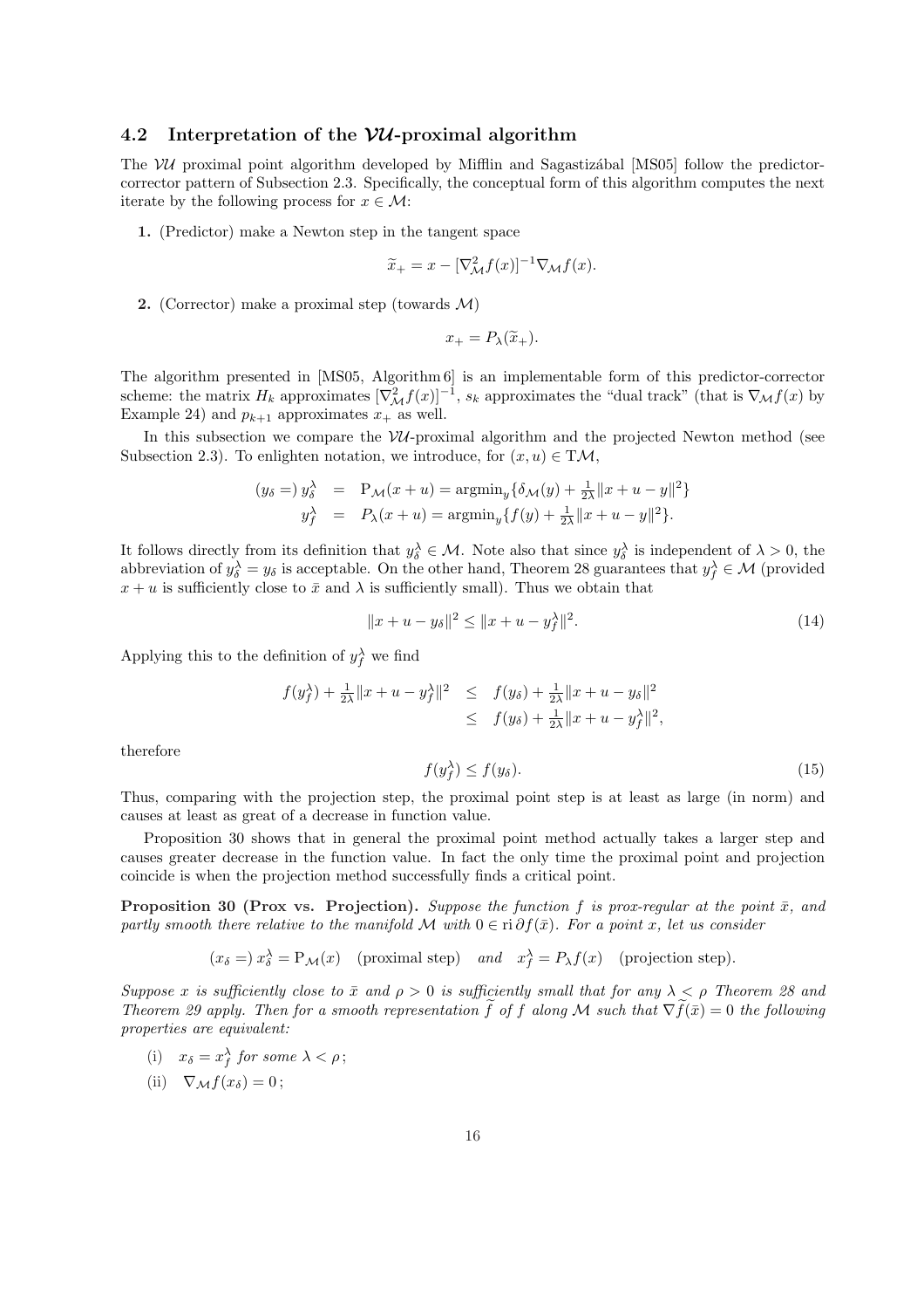### 4.2 Interpretation of the $\mathcal{VU}$-proximal algorithm

The $\mathcal{VU}$ proximal point algorithm developed by Mifflin and Sagastizábal [MS05] follow the predictor-corrector pattern of Subsection 2.3. Specifically, the conceptual form of this algorithm computes the next iterate by the following process for $x \in \mathcal{M}$:

**1.** (Predictor) make a Newton step in the tangent space

$$\widetilde{x}_+ = x - [\nabla^2_{\mathcal{M}} f(x)]^{-1} \nabla_{\mathcal{M}} f(x).$$

**2.** (Corrector) make a proximal step (towards $\mathcal{M}$)

$$x_+ = P_\lambda(\widetilde{x}_+).$$

The algorithm presented in [MS05, Algorithm 6] is an implementable form of this predictor-corrector scheme: the matrix $H_k$ approximates $[\nabla^2_{\mathcal{M}} f(x)]^{-1}$, $s_k$ approximates the "dual track" (that is $\nabla_{\mathcal{M}} f(x)$ by Example 24) and $p_{k+1}$ approximates $x_+$ as well.

In this subsection we compare the $\mathcal{VU}$-proximal algorithm and the projected Newton method (see Subsection 2.3). To enlighten notation, we introduce, for $(x, u) \in \mathrm{T}\mathcal{M}$,

$$\begin{aligned}
(y_\delta =)\, y_\delta^\lambda &= \mathrm{P}_{\mathcal{M}}(x+u) = \operatorname{argmin}_y \{\delta_{\mathcal{M}}(y) + \tfrac{1}{2\lambda}\|x+u-y\|^2\} \\
y_f^\lambda &= P_\lambda(x+u) = \operatorname{argmin}_y \{f(y) + \tfrac{1}{2\lambda}\|x+u-y\|^2\}.
\end{aligned}$$

It follows directly from its definition that $y_\delta^\lambda \in \mathcal{M}$. Note also that since $y_\delta^\lambda$ is independent of $\lambda > 0$, the abbreviation of $y_\delta^\lambda = y_\delta$ is acceptable. On the other hand, Theorem 28 guarantees that $y_f^\lambda \in \mathcal{M}$ (provided $x+u$ is sufficiently close to $\bar{x}$ and $\lambda$ is sufficiently small). Thus we obtain that

$$\|x+u-y_\delta\|^2 \leq \|x+u-y_f^\lambda\|^2. \tag{14}$$

Applying this to the definition of $y_f^\lambda$ we find

$$\begin{aligned}
f(y_f^\lambda) + \tfrac{1}{2\lambda}\|x+u-y_f^\lambda\|^2 &\leq f(y_\delta) + \tfrac{1}{2\lambda}\|x+u-y_\delta\|^2 \\
&\leq f(y_\delta) + \tfrac{1}{2\lambda}\|x+u-y_f^\lambda\|^2,
\end{aligned}$$

therefore

$$f(y_f^\lambda) \leq f(y_\delta). \tag{15}$$

Thus, comparing with the projection step, the proximal point step is at least as large (in norm) and causes at least as great of a decrease in function value.

Proposition 30 shows that in general the proximal point method actually takes a larger step and causes greater decrease in the function value. In fact the only time the proximal point and projection coincide is when the projection method successfully finds a critical point.

**Proposition 30 (Prox vs. Projection).** *Suppose the function $f$ is prox-regular at the point $\bar{x}$, and partly smooth there relative to the manifold $\mathcal{M}$ with $0 \in \operatorname{ri} \partial f(\bar{x})$. For a point $x$, let us consider*

$$(x_\delta =)\, x_\delta^\lambda = \mathrm{P}_{\mathcal{M}}(x) \quad \text{(proximal step)} \quad \textit{and} \quad x_f^\lambda = P_\lambda f(x) \quad \text{(projection step)}.$$

*Suppose $x$ is sufficiently close to $\bar{x}$ and $\rho > 0$ is sufficiently small that for any $\lambda < \rho$ Theorem 28 and Theorem 29 apply. Then for a smooth representation $\widetilde{f}$ of $f$ along $\mathcal{M}$ such that $\nabla \widetilde{f}(\bar{x}) = 0$ the following properties are equivalent:*

(i) $x_\delta = x_f^\lambda$ *for some* $\lambda < \rho$ *;*

(ii) $\nabla_{\mathcal{M}} f(x_\delta) = 0$ *;*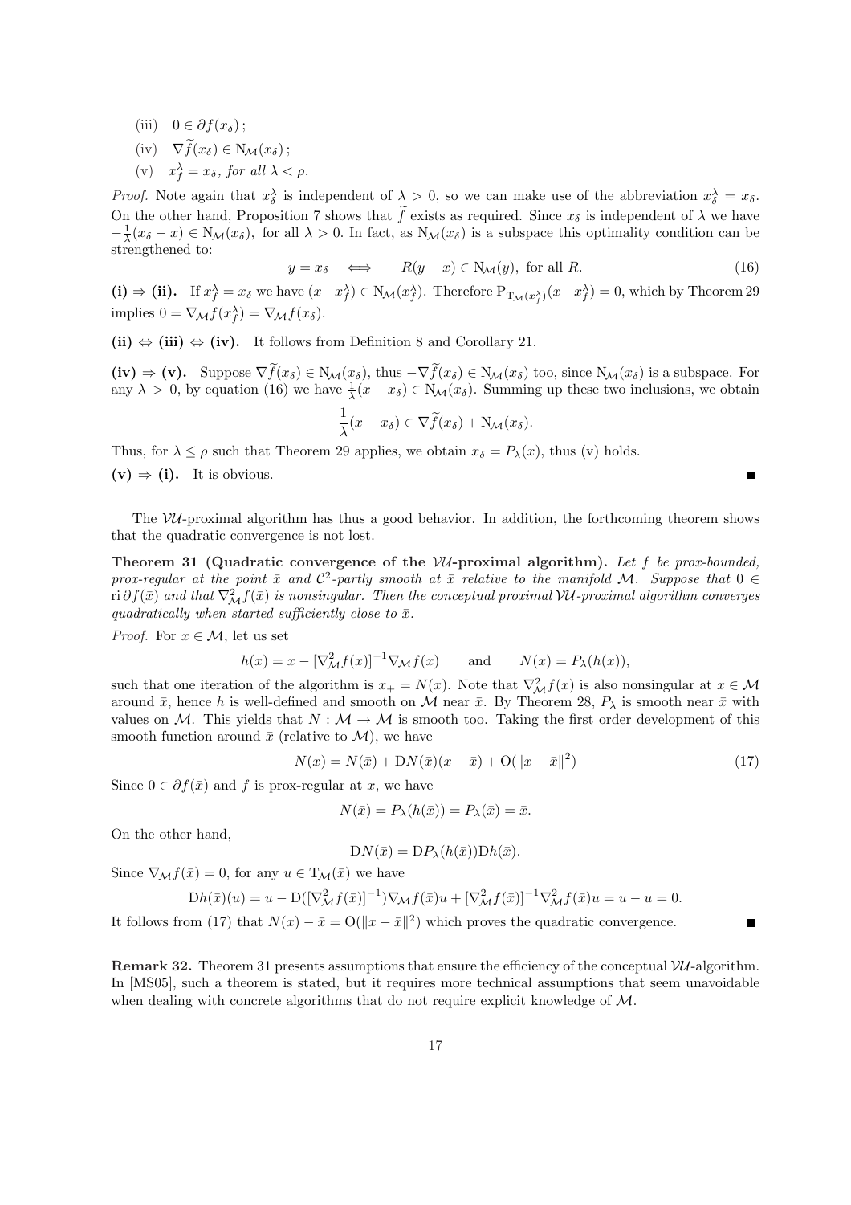(iii) $0 \in \partial f(x_\delta)$ ;

(iv) $\nabla \widetilde{f}(x_\delta) \in \mathrm{N}_{\mathcal{M}}(x_\delta)$ ;

(v) $x_f^\lambda = x_\delta$*, for all* $\lambda < \rho$*.*

*Proof.* Note again that $x_\delta^\lambda$ is independent of $\lambda > 0$, so we can make use of the abbreviation $x_\delta^\lambda = x_\delta$. On the other hand, Proposition 7 shows that $\widetilde{f}$ exists as required. Since $x_\delta$ is independent of $\lambda$ we have $-\frac{1}{\lambda}(x_\delta - x) \in \mathrm{N}_{\mathcal{M}}(x_\delta)$, for all $\lambda > 0$. In fact, as $\mathrm{N}_{\mathcal{M}}(x_\delta)$ is a subspace this optimality condition can be strengthened to:

$$y = x_\delta \iff -R(y - x) \in \mathrm{N}_{\mathcal{M}}(y), \text{ for all } R. \tag{16}$$

**(i) ⇒ (ii).** If $x_f^\lambda = x_\delta$ we have $(x - x_f^\lambda) \in \mathrm{N}_{\mathcal{M}}(x_f^\lambda)$. Therefore $\mathrm{P}_{\mathrm{T}_{\mathcal{M}}(x_f^\lambda)}(x - x_f^\lambda) = 0$, which by Theorem 29 implies $0 = \nabla_{\mathcal{M}} f(x_f^\lambda) = \nabla_{\mathcal{M}} f(x_\delta)$.

**(ii) ⇔ (iii) ⇔ (iv).** It follows from Definition 8 and Corollary 21.

**(iv) ⇒ (v).** Suppose $\nabla \widetilde{f}(x_\delta) \in \mathrm{N}_{\mathcal{M}}(x_\delta)$, thus $-\nabla \widetilde{f}(x_\delta) \in \mathrm{N}_{\mathcal{M}}(x_\delta)$ too, since $\mathrm{N}_{\mathcal{M}}(x_\delta)$ is a subspace. For any $\lambda > 0$, by equation (16) we have $\frac{1}{\lambda}(x - x_\delta) \in \mathrm{N}_{\mathcal{M}}(x_\delta)$. Summing up these two inclusions, we obtain

$$\frac{1}{\lambda}(x - x_\delta) \in \nabla \widetilde{f}(x_\delta) + \mathrm{N}_{\mathcal{M}}(x_\delta).$$

Thus, for $\lambda \leq \rho$ such that Theorem 29 applies, we obtain $x_\delta = P_\lambda(x)$, thus (v) holds.

**(v) ⇒ (i).** It is obvious. ∎

The $\mathcal{VU}$-proximal algorithm has thus a good behavior. In addition, the forthcoming theorem shows that the quadratic convergence is not lost.

**Theorem 31 (Quadratic convergence of the $\mathcal{VU}$-proximal algorithm).** *Let $f$ be prox-bounded, prox-regular at the point $\bar{x}$ and $\mathcal{C}^2$-partly smooth at $\bar{x}$ relative to the manifold $\mathcal{M}$. Suppose that $0 \in \operatorname{ri} \partial f(\bar{x})$ and that $\nabla^2_{\mathcal{M}} f(\bar{x})$ is nonsingular. Then the conceptual proximal $\mathcal{VU}$-proximal algorithm converges quadratically when started sufficiently close to $\bar{x}$.*

*Proof.* For $x \in \mathcal{M}$, let us set

$$h(x) = x - [\nabla^2_{\mathcal{M}} f(x)]^{-1} \nabla_{\mathcal{M}} f(x) \qquad \text{and} \qquad N(x) = P_\lambda(h(x)),$$

such that one iteration of the algorithm is $x_+ = N(x)$. Note that $\nabla^2_{\mathcal{M}} f(x)$ is also nonsingular at $x \in \mathcal{M}$ around $\bar{x}$, hence $h$ is well-defined and smooth on $\mathcal{M}$ near $\bar{x}$. By Theorem 28, $P_\lambda$ is smooth near $\bar{x}$ with values on $\mathcal{M}$. This yields that $N : \mathcal{M} \to \mathcal{M}$ is smooth too. Taking the first order development of this smooth function around $\bar{x}$ (relative to $\mathcal{M}$), we have

$$N(x) = N(\bar{x}) + \mathrm{D}N(\bar{x})(x - \bar{x}) + \mathrm{O}(\|x - \bar{x}\|^2) \tag{17}$$

Since $0 \in \partial f(\bar{x})$ and $f$ is prox-regular at $x$, we have

$$N(\bar{x}) = P_\lambda(h(\bar{x})) = P_\lambda(\bar{x}) = \bar{x}.$$

On the other hand,

$$\mathrm{D}N(\bar{x}) = \mathrm{D}P_\lambda(h(\bar{x}))\mathrm{D}h(\bar{x}).$$

Since $\nabla_{\mathcal{M}} f(\bar{x}) = 0$, for any $u \in \mathrm{T}_{\mathcal{M}}(\bar{x})$ we have

$$\mathrm{D}h(\bar{x})(u) = u - \mathrm{D}([\nabla^2_{\mathcal{M}} f(\bar{x})]^{-1}) \nabla_{\mathcal{M}} f(\bar{x}) u + [\nabla^2_{\mathcal{M}} f(\bar{x})]^{-1} \nabla^2_{\mathcal{M}} f(\bar{x}) u = u - u = 0.$$

It follows from (17) that $N(x) - \bar{x} = \mathrm{O}(\|x - \bar{x}\|^2)$ which proves the quadratic convergence. ∎

**Remark 32.** Theorem 31 presents assumptions that ensure the efficiency of the conceptual $\mathcal{VU}$-algorithm. In [MS05], such a theorem is stated, but it requires more technical assumptions that seem unavoidable when dealing with concrete algorithms that do not require explicit knowledge of $\mathcal{M}$.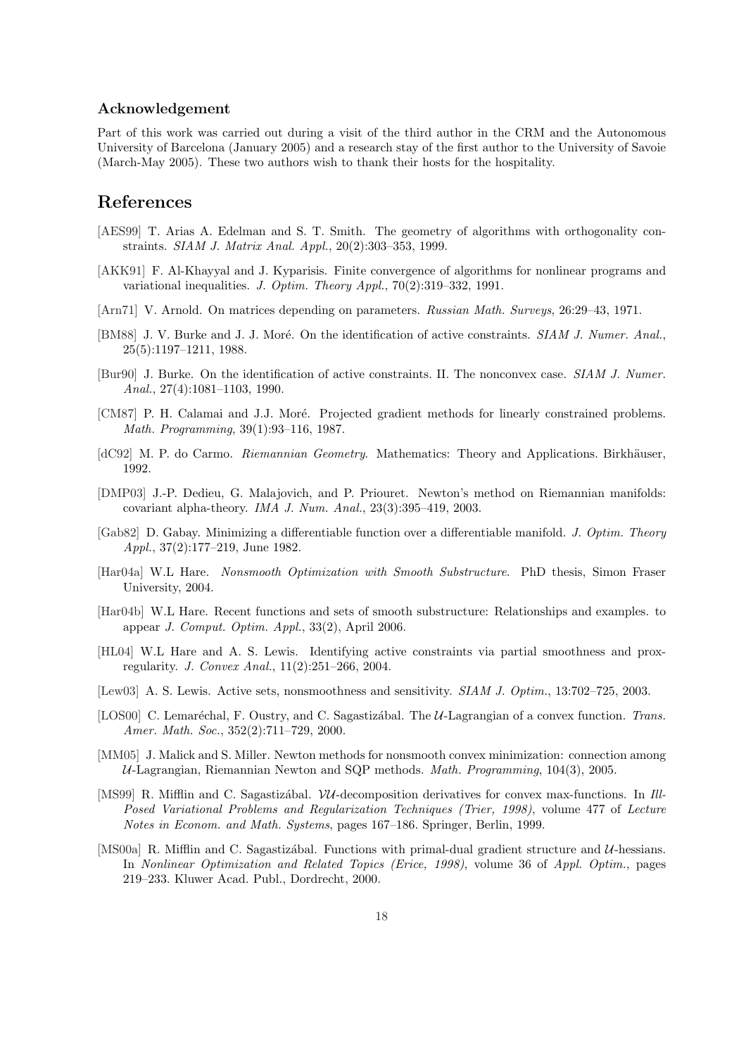### Acknowledgement

Part of this work was carried out during a visit of the third author in the CRM and the Autonomous University of Barcelona (January 2005) and a research stay of the first author to the University of Savoie (March-May 2005). These two authors wish to thank their hosts for the hospitality.

## References

[AES99] T. Arias A. Edelman and S. T. Smith. The geometry of algorithms with orthogonality constraints. *SIAM J. Matrix Anal. Appl.*, 20(2):303–353, 1999.

[AKK91] F. Al-Khayyal and J. Kyparisis. Finite convergence of algorithms for nonlinear programs and variational inequalities. *J. Optim. Theory Appl.*, 70(2):319–332, 1991.

[Arn71] V. Arnold. On matrices depending on parameters. *Russian Math. Surveys*, 26:29–43, 1971.

[BM88] J. V. Burke and J. J. Moré. On the identification of active constraints. *SIAM J. Numer. Anal.*, 25(5):1197–1211, 1988.

[Bur90] J. Burke. On the identification of active constraints. II. The nonconvex case. *SIAM J. Numer. Anal.*, 27(4):1081–1103, 1990.

[CM87] P. H. Calamai and J.J. Moré. Projected gradient methods for linearly constrained problems. *Math. Programming*, 39(1):93–116, 1987.

[dC92] M. P. do Carmo. *Riemannian Geometry*. Mathematics: Theory and Applications. Birkhäuser, 1992.

[DMP03] J.-P. Dedieu, G. Malajovich, and P. Priouret. Newton's method on Riemannian manifolds: covariant alpha-theory. *IMA J. Num. Anal.*, 23(3):395–419, 2003.

[Gab82] D. Gabay. Minimizing a differentiable function over a differentiable manifold. *J. Optim. Theory Appl.*, 37(2):177–219, June 1982.

[Har04a] W.L Hare. *Nonsmooth Optimization with Smooth Substructure*. PhD thesis, Simon Fraser University, 2004.

[Har04b] W.L Hare. Recent functions and sets of smooth substructure: Relationships and examples. to appear *J. Comput. Optim. Appl.*, 33(2), April 2006.

[HL04] W.L Hare and A. S. Lewis. Identifying active constraints via partial smoothness and prox-regularity. *J. Convex Anal.*, 11(2):251–266, 2004.

[Lew03] A. S. Lewis. Active sets, nonsmoothness and sensitivity. *SIAM J. Optim.*, 13:702–725, 2003.

[LOS00] C. Lemaréchal, F. Oustry, and C. Sagastizábal. The $\mathcal{U}$-Lagrangian of a convex function. *Trans. Amer. Math. Soc.*, 352(2):711–729, 2000.

[MM05] J. Malick and S. Miller. Newton methods for nonsmooth convex minimization: connection among $\mathcal{U}$-Lagrangian, Riemannian Newton and SQP methods. *Math. Programming*, 104(3), 2005.

[MS99] R. Mifflin and C. Sagastizábal. $\mathcal{VU}$-decomposition derivatives for convex max-functions. In *Ill-Posed Variational Problems and Regularization Techniques (Trier, 1998)*, volume 477 of *Lecture Notes in Econom. and Math. Systems*, pages 167–186. Springer, Berlin, 1999.

[MS00a] R. Mifflin and C. Sagastizábal. Functions with primal-dual gradient structure and $\mathcal{U}$-hessians. In *Nonlinear Optimization and Related Topics (Erice, 1998)*, volume 36 of *Appl. Optim.*, pages 219–233. Kluwer Acad. Publ., Dordrecht, 2000.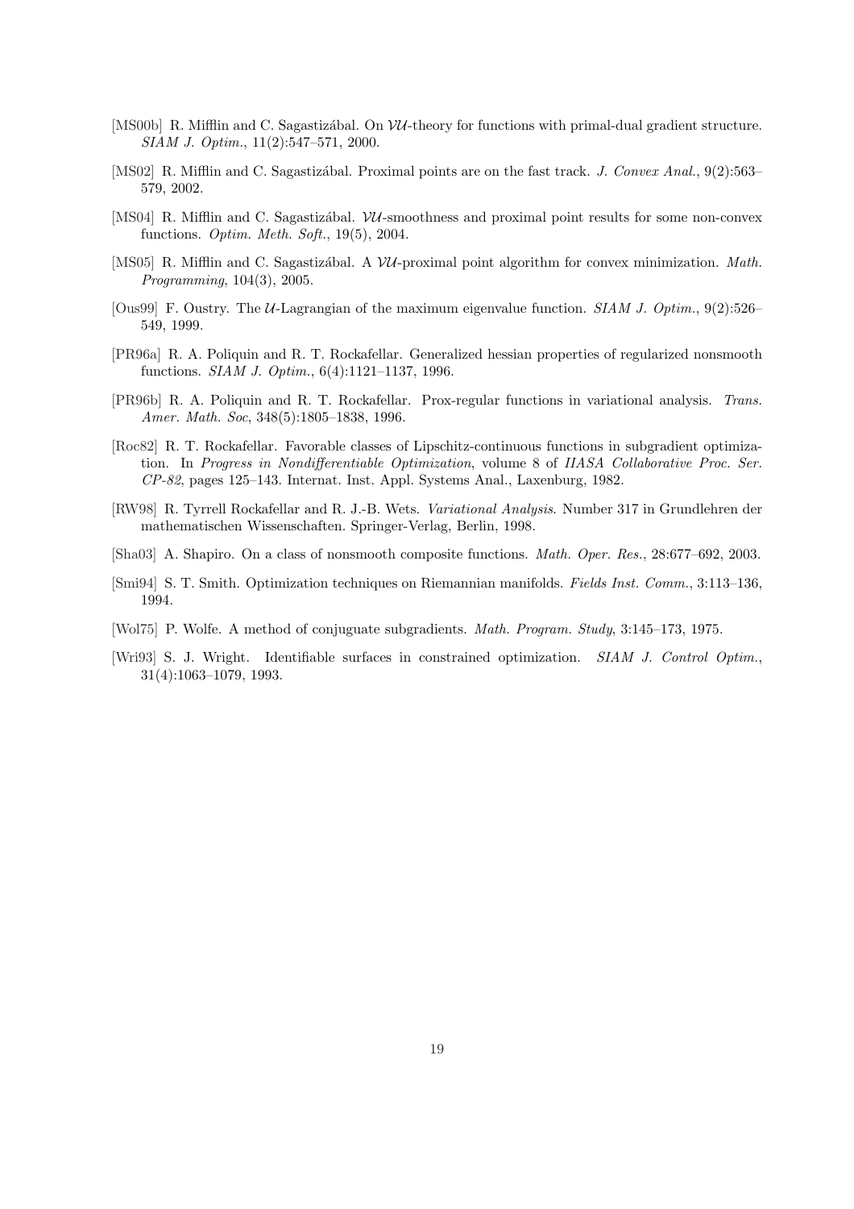[MS00b] R. Mifflin and C. Sagastizábal. On $\mathcal{VU}$-theory for functions with primal-dual gradient structure. *SIAM J. Optim.*, 11(2):547–571, 2000.

[MS02] R. Mifflin and C. Sagastizábal. Proximal points are on the fast track. *J. Convex Anal.*, 9(2):563–579, 2002.

[MS04] R. Mifflin and C. Sagastizábal. $\mathcal{VU}$-smoothness and proximal point results for some non-convex functions. *Optim. Meth. Soft.*, 19(5), 2004.

[MS05] R. Mifflin and C. Sagastizábal. A $\mathcal{VU}$-proximal point algorithm for convex minimization. *Math. Programming*, 104(3), 2005.

[Ous99] F. Oustry. The $\mathcal{U}$-Lagrangian of the maximum eigenvalue function. *SIAM J. Optim.*, 9(2):526–549, 1999.

[PR96a] R. A. Poliquin and R. T. Rockafellar. Generalized hessian properties of regularized nonsmooth functions. *SIAM J. Optim.*, 6(4):1121–1137, 1996.

[PR96b] R. A. Poliquin and R. T. Rockafellar. Prox-regular functions in variational analysis. *Trans. Amer. Math. Soc*, 348(5):1805–1838, 1996.

[Roc82] R. T. Rockafellar. Favorable classes of Lipschitz-continuous functions in subgradient optimization. In *Progress in Nondifferentiable Optimization*, volume 8 of *IIASA Collaborative Proc. Ser. CP-82*, pages 125–143. Internat. Inst. Appl. Systems Anal., Laxenburg, 1982.

[RW98] R. Tyrrell Rockafellar and R. J.-B. Wets. *Variational Analysis*. Number 317 in Grundlehren der mathematischen Wissenschaften. Springer-Verlag, Berlin, 1998.

[Sha03] A. Shapiro. On a class of nonsmooth composite functions. *Math. Oper. Res.*, 28:677–692, 2003.

[Smi94] S. T. Smith. Optimization techniques on Riemannian manifolds. *Fields Inst. Comm.*, 3:113–136, 1994.

[Wol75] P. Wolfe. A method of conjuguate subgradients. *Math. Program. Study*, 3:145–173, 1975.

[Wri93] S. J. Wright. Identifiable surfaces in constrained optimization. *SIAM J. Control Optim.*, 31(4):1063–1079, 1993.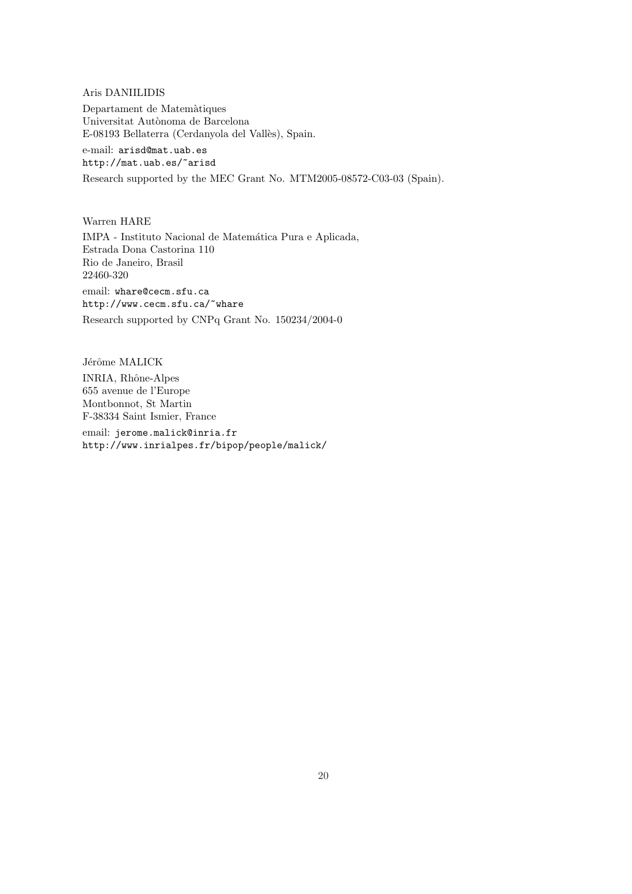Aris DANIILIDIS

Departament de Matemàtiques
Universitat Autònoma de Barcelona
E-08193 Bellaterra (Cerdanyola del Vallès), Spain.

e-mail: `arisd@mat.uab.es`
`http://mat.uab.es/~arisd`

Research supported by the MEC Grant No. MTM2005-08572-C03-03 (Spain).

Warren HARE

IMPA - Instituto Nacional de Matemática Pura e Aplicada,
Estrada Dona Castorina 110
Rio de Janeiro, Brasil
22460-320

email: `whare@cecm.sfu.ca`
`http://www.cecm.sfu.ca/~whare`

Research supported by CNPq Grant No. 150234/2004-0

Jérôme MALICK

INRIA, Rhône-Alpes
655 avenue de l'Europe
Montbonnot, St Martin
F-38334 Saint Ismier, France

email: `jerome.malick@inria.fr`
`http://www.inrialpes.fr/bipop/people/malick/`